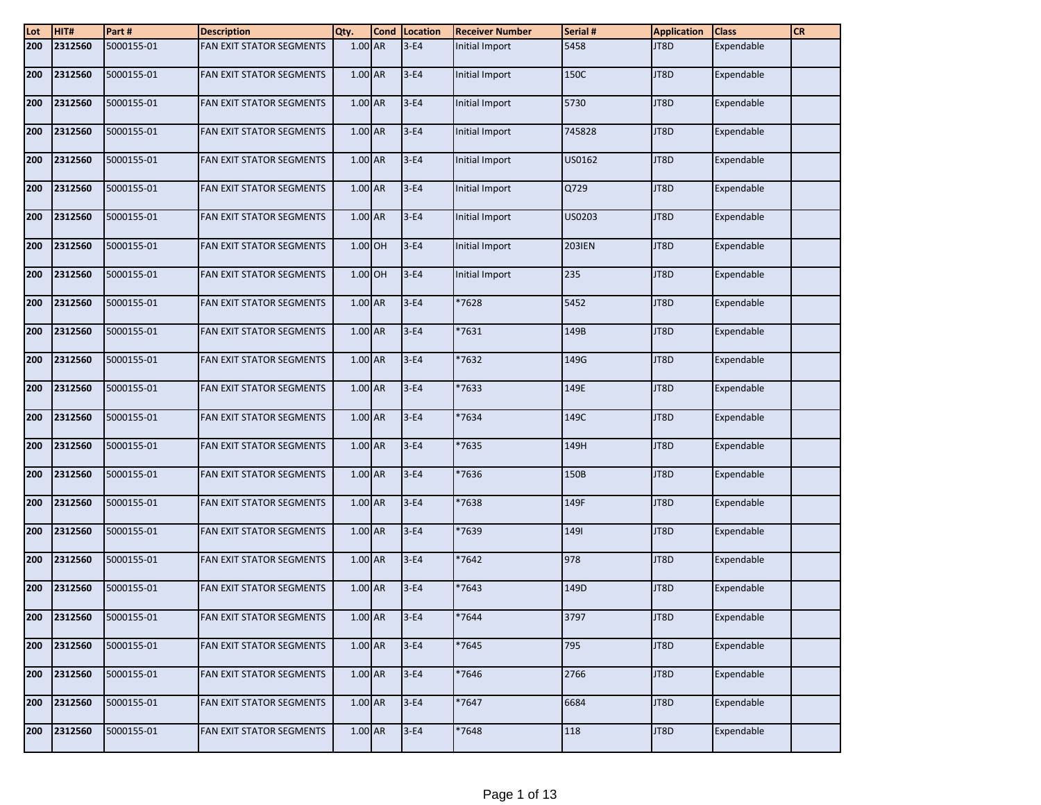| Lot | HIT# | Part # | Description | Qty. | Cond | Location | Receiver Number | Serial # | Application | Class | CR |
|---|---|---|---|---|---|---|---|---|---|---|---|
| 200 | 2312560 | 5000155-01 | FAN EXIT STATOR SEGMENTS | 1.00 | AR | 3-E4 | Initial Import | 5458 | JT8D | Expendable | |
| 200 | 2312560 | 5000155-01 | FAN EXIT STATOR SEGMENTS | 1.00 | AR | 3-E4 | Initial Import | 150C | JT8D | Expendable | |
| 200 | 2312560 | 5000155-01 | FAN EXIT STATOR SEGMENTS | 1.00 | AR | 3-E4 | Initial Import | 5730 | JT8D | Expendable | |
| 200 | 2312560 | 5000155-01 | FAN EXIT STATOR SEGMENTS | 1.00 | AR | 3-E4 | Initial Import | 745828 | JT8D | Expendable | |
| 200 | 2312560 | 5000155-01 | FAN EXIT STATOR SEGMENTS | 1.00 | AR | 3-E4 | Initial Import | US0162 | JT8D | Expendable | |
| 200 | 2312560 | 5000155-01 | FAN EXIT STATOR SEGMENTS | 1.00 | AR | 3-E4 | Initial Import | Q729 | JT8D | Expendable | |
| 200 | 2312560 | 5000155-01 | FAN EXIT STATOR SEGMENTS | 1.00 | AR | 3-E4 | Initial Import | US0203 | JT8D | Expendable | |
| 200 | 2312560 | 5000155-01 | FAN EXIT STATOR SEGMENTS | 1.00 | OH | 3-E4 | Initial Import | 203IEN | JT8D | Expendable | |
| 200 | 2312560 | 5000155-01 | FAN EXIT STATOR SEGMENTS | 1.00 | OH | 3-E4 | Initial Import | 235 | JT8D | Expendable | |
| 200 | 2312560 | 5000155-01 | FAN EXIT STATOR SEGMENTS | 1.00 | AR | 3-E4 | *7628 | 5452 | JT8D | Expendable | |
| 200 | 2312560 | 5000155-01 | FAN EXIT STATOR SEGMENTS | 1.00 | AR | 3-E4 | *7631 | 149B | JT8D | Expendable | |
| 200 | 2312560 | 5000155-01 | FAN EXIT STATOR SEGMENTS | 1.00 | AR | 3-E4 | *7632 | 149G | JT8D | Expendable | |
| 200 | 2312560 | 5000155-01 | FAN EXIT STATOR SEGMENTS | 1.00 | AR | 3-E4 | *7633 | 149E | JT8D | Expendable | |
| 200 | 2312560 | 5000155-01 | FAN EXIT STATOR SEGMENTS | 1.00 | AR | 3-E4 | *7634 | 149C | JT8D | Expendable | |
| 200 | 2312560 | 5000155-01 | FAN EXIT STATOR SEGMENTS | 1.00 | AR | 3-E4 | *7635 | 149H | JT8D | Expendable | |
| 200 | 2312560 | 5000155-01 | FAN EXIT STATOR SEGMENTS | 1.00 | AR | 3-E4 | *7636 | 150B | JT8D | Expendable | |
| 200 | 2312560 | 5000155-01 | FAN EXIT STATOR SEGMENTS | 1.00 | AR | 3-E4 | *7638 | 149F | JT8D | Expendable | |
| 200 | 2312560 | 5000155-01 | FAN EXIT STATOR SEGMENTS | 1.00 | AR | 3-E4 | *7639 | 149I | JT8D | Expendable | |
| 200 | 2312560 | 5000155-01 | FAN EXIT STATOR SEGMENTS | 1.00 | AR | 3-E4 | *7642 | 978 | JT8D | Expendable | |
| 200 | 2312560 | 5000155-01 | FAN EXIT STATOR SEGMENTS | 1.00 | AR | 3-E4 | *7643 | 149D | JT8D | Expendable | |
| 200 | 2312560 | 5000155-01 | FAN EXIT STATOR SEGMENTS | 1.00 | AR | 3-E4 | *7644 | 3797 | JT8D | Expendable | |
| 200 | 2312560 | 5000155-01 | FAN EXIT STATOR SEGMENTS | 1.00 | AR | 3-E4 | *7645 | 795 | JT8D | Expendable | |
| 200 | 2312560 | 5000155-01 | FAN EXIT STATOR SEGMENTS | 1.00 | AR | 3-E4 | *7646 | 2766 | JT8D | Expendable | |
| 200 | 2312560 | 5000155-01 | FAN EXIT STATOR SEGMENTS | 1.00 | AR | 3-E4 | *7647 | 6684 | JT8D | Expendable | |
| 200 | 2312560 | 5000155-01 | FAN EXIT STATOR SEGMENTS | 1.00 | AR | 3-E4 | *7648 | 118 | JT8D | Expendable | |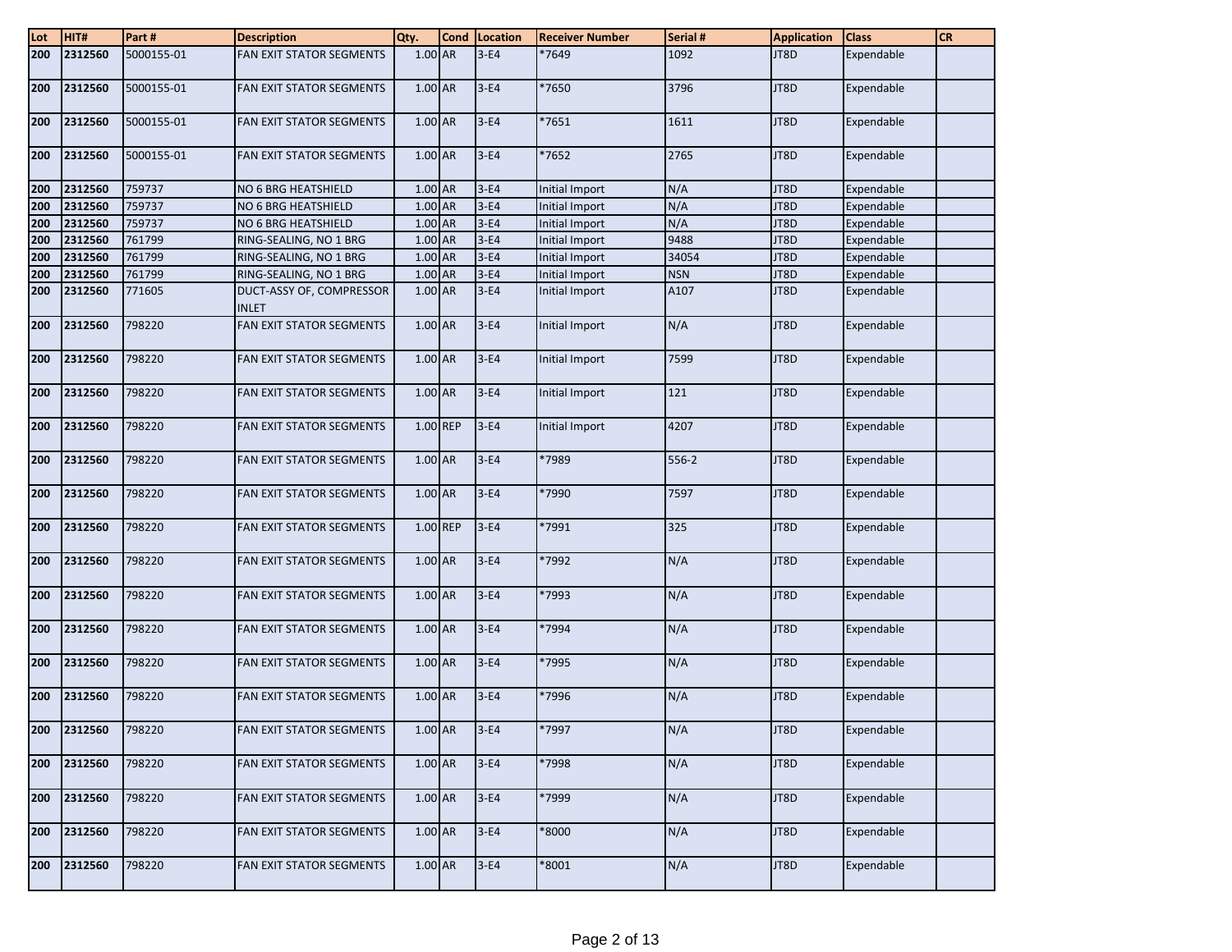| Lot | HIT# | Part # | Description | Qty. | Cond | Location | Receiver Number | Serial # | Application | Class | CR |
|---|---|---|---|---|---|---|---|---|---|---|---|
| 200 | 2312560 | 5000155-01 | FAN EXIT STATOR SEGMENTS | 1.00 | AR | 3-E4 | *7649 | 1092 | JT8D | Expendable | |
| 200 | 2312560 | 5000155-01 | FAN EXIT STATOR SEGMENTS | 1.00 | AR | 3-E4 | *7650 | 3796 | JT8D | Expendable | |
| 200 | 2312560 | 5000155-01 | FAN EXIT STATOR SEGMENTS | 1.00 | AR | 3-E4 | *7651 | 1611 | JT8D | Expendable | |
| 200 | 2312560 | 5000155-01 | FAN EXIT STATOR SEGMENTS | 1.00 | AR | 3-E4 | *7652 | 2765 | JT8D | Expendable | |
| 200 | 2312560 | 759737 | NO 6 BRG HEATSHIELD | 1.00 | AR | 3-E4 | Initial Import | N/A | JT8D | Expendable | |
| 200 | 2312560 | 759737 | NO 6 BRG HEATSHIELD | 1.00 | AR | 3-E4 | Initial Import | N/A | JT8D | Expendable | |
| 200 | 2312560 | 759737 | NO 6 BRG HEATSHIELD | 1.00 | AR | 3-E4 | Initial Import | N/A | JT8D | Expendable | |
| 200 | 2312560 | 761799 | RING-SEALING, NO 1 BRG | 1.00 | AR | 3-E4 | Initial Import | 9488 | JT8D | Expendable | |
| 200 | 2312560 | 761799 | RING-SEALING, NO 1 BRG | 1.00 | AR | 3-E4 | Initial Import | 34054 | JT8D | Expendable | |
| 200 | 2312560 | 761799 | RING-SEALING, NO 1 BRG | 1.00 | AR | 3-E4 | Initial Import | NSN | JT8D | Expendable | |
| 200 | 2312560 | 771605 | DUCT-ASSY OF, COMPRESSOR INLET | 1.00 | AR | 3-E4 | Initial Import | A107 | JT8D | Expendable | |
| 200 | 2312560 | 798220 | FAN EXIT STATOR SEGMENTS | 1.00 | AR | 3-E4 | Initial Import | N/A | JT8D | Expendable | |
| 200 | 2312560 | 798220 | FAN EXIT STATOR SEGMENTS | 1.00 | AR | 3-E4 | Initial Import | 7599 | JT8D | Expendable | |
| 200 | 2312560 | 798220 | FAN EXIT STATOR SEGMENTS | 1.00 | AR | 3-E4 | Initial Import | 121 | JT8D | Expendable | |
| 200 | 2312560 | 798220 | FAN EXIT STATOR SEGMENTS | 1.00 | REP | 3-E4 | Initial Import | 4207 | JT8D | Expendable | |
| 200 | 2312560 | 798220 | FAN EXIT STATOR SEGMENTS | 1.00 | AR | 3-E4 | *7989 | 556-2 | JT8D | Expendable | |
| 200 | 2312560 | 798220 | FAN EXIT STATOR SEGMENTS | 1.00 | AR | 3-E4 | *7990 | 7597 | JT8D | Expendable | |
| 200 | 2312560 | 798220 | FAN EXIT STATOR SEGMENTS | 1.00 | REP | 3-E4 | *7991 | 325 | JT8D | Expendable | |
| 200 | 2312560 | 798220 | FAN EXIT STATOR SEGMENTS | 1.00 | AR | 3-E4 | *7992 | N/A | JT8D | Expendable | |
| 200 | 2312560 | 798220 | FAN EXIT STATOR SEGMENTS | 1.00 | AR | 3-E4 | *7993 | N/A | JT8D | Expendable | |
| 200 | 2312560 | 798220 | FAN EXIT STATOR SEGMENTS | 1.00 | AR | 3-E4 | *7994 | N/A | JT8D | Expendable | |
| 200 | 2312560 | 798220 | FAN EXIT STATOR SEGMENTS | 1.00 | AR | 3-E4 | *7995 | N/A | JT8D | Expendable | |
| 200 | 2312560 | 798220 | FAN EXIT STATOR SEGMENTS | 1.00 | AR | 3-E4 | *7996 | N/A | JT8D | Expendable | |
| 200 | 2312560 | 798220 | FAN EXIT STATOR SEGMENTS | 1.00 | AR | 3-E4 | *7997 | N/A | JT8D | Expendable | |
| 200 | 2312560 | 798220 | FAN EXIT STATOR SEGMENTS | 1.00 | AR | 3-E4 | *7998 | N/A | JT8D | Expendable | |
| 200 | 2312560 | 798220 | FAN EXIT STATOR SEGMENTS | 1.00 | AR | 3-E4 | *7999 | N/A | JT8D | Expendable | |
| 200 | 2312560 | 798220 | FAN EXIT STATOR SEGMENTS | 1.00 | AR | 3-E4 | *8000 | N/A | JT8D | Expendable | |
| 200 | 2312560 | 798220 | FAN EXIT STATOR SEGMENTS | 1.00 | AR | 3-E4 | *8001 | N/A | JT8D | Expendable | |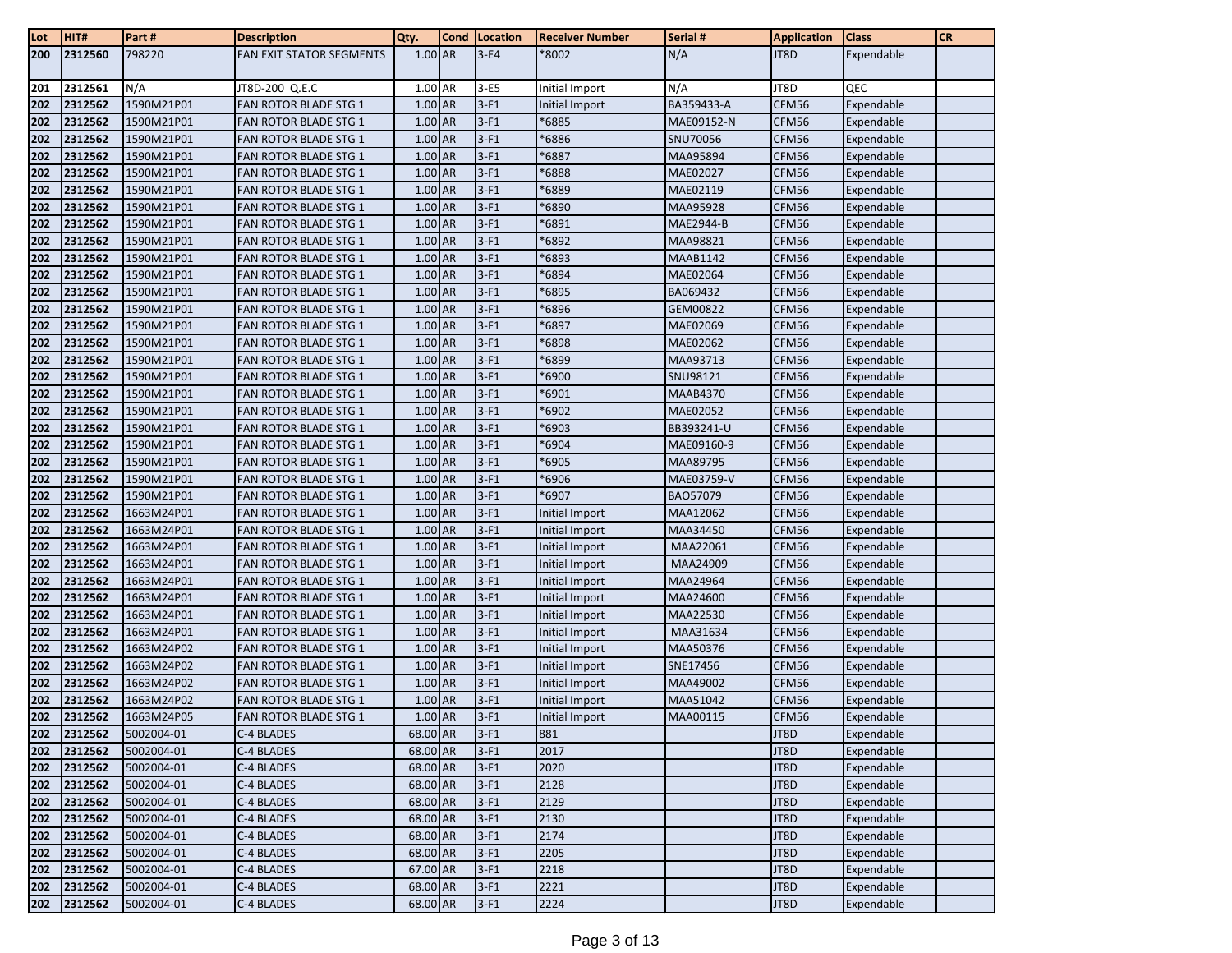| Lot | HIT# | Part # | Description | Qty. | Cond | Location | Receiver Number | Serial # | Application | Class | CR |
|---|---|---|---|---|---|---|---|---|---|---|---|
| 200 | 2312560 | 798220 | FAN EXIT STATOR SEGMENTS | 1.00 | AR | 3-E4 | *8002 | N/A | JT8D | Expendable | |
| 201 | 2312561 | N/A | JT8D-200 Q.E.C | 1.00 | AR | 3-E5 | Initial Import | N/A | JT8D | QEC | |
| 202 | 2312562 | 1590M21P01 | FAN ROTOR BLADE STG 1 | 1.00 | AR | 3-F1 | Initial Import | BA359433-A | CFM56 | Expendable | |
| 202 | 2312562 | 1590M21P01 | FAN ROTOR BLADE STG 1 | 1.00 | AR | 3-F1 | *6885 | MAE09152-N | CFM56 | Expendable | |
| 202 | 2312562 | 1590M21P01 | FAN ROTOR BLADE STG 1 | 1.00 | AR | 3-F1 | *6886 | SNU70056 | CFM56 | Expendable | |
| 202 | 2312562 | 1590M21P01 | FAN ROTOR BLADE STG 1 | 1.00 | AR | 3-F1 | *6887 | MAA95894 | CFM56 | Expendable | |
| 202 | 2312562 | 1590M21P01 | FAN ROTOR BLADE STG 1 | 1.00 | AR | 3-F1 | *6888 | MAE02027 | CFM56 | Expendable | |
| 202 | 2312562 | 1590M21P01 | FAN ROTOR BLADE STG 1 | 1.00 | AR | 3-F1 | *6889 | MAE02119 | CFM56 | Expendable | |
| 202 | 2312562 | 1590M21P01 | FAN ROTOR BLADE STG 1 | 1.00 | AR | 3-F1 | *6890 | MAA95928 | CFM56 | Expendable | |
| 202 | 2312562 | 1590M21P01 | FAN ROTOR BLADE STG 1 | 1.00 | AR | 3-F1 | *6891 | MAE2944-B | CFM56 | Expendable | |
| 202 | 2312562 | 1590M21P01 | FAN ROTOR BLADE STG 1 | 1.00 | AR | 3-F1 | *6892 | MAA98821 | CFM56 | Expendable | |
| 202 | 2312562 | 1590M21P01 | FAN ROTOR BLADE STG 1 | 1.00 | AR | 3-F1 | *6893 | MAAB1142 | CFM56 | Expendable | |
| 202 | 2312562 | 1590M21P01 | FAN ROTOR BLADE STG 1 | 1.00 | AR | 3-F1 | *6894 | MAE02064 | CFM56 | Expendable | |
| 202 | 2312562 | 1590M21P01 | FAN ROTOR BLADE STG 1 | 1.00 | AR | 3-F1 | *6895 | BA069432 | CFM56 | Expendable | |
| 202 | 2312562 | 1590M21P01 | FAN ROTOR BLADE STG 1 | 1.00 | AR | 3-F1 | *6896 | GEM00822 | CFM56 | Expendable | |
| 202 | 2312562 | 1590M21P01 | FAN ROTOR BLADE STG 1 | 1.00 | AR | 3-F1 | *6897 | MAE02069 | CFM56 | Expendable | |
| 202 | 2312562 | 1590M21P01 | FAN ROTOR BLADE STG 1 | 1.00 | AR | 3-F1 | *6898 | MAE02062 | CFM56 | Expendable | |
| 202 | 2312562 | 1590M21P01 | FAN ROTOR BLADE STG 1 | 1.00 | AR | 3-F1 | *6899 | MAA93713 | CFM56 | Expendable | |
| 202 | 2312562 | 1590M21P01 | FAN ROTOR BLADE STG 1 | 1.00 | AR | 3-F1 | *6900 | SNU98121 | CFM56 | Expendable | |
| 202 | 2312562 | 1590M21P01 | FAN ROTOR BLADE STG 1 | 1.00 | AR | 3-F1 | *6901 | MAAB4370 | CFM56 | Expendable | |
| 202 | 2312562 | 1590M21P01 | FAN ROTOR BLADE STG 1 | 1.00 | AR | 3-F1 | *6902 | MAE02052 | CFM56 | Expendable | |
| 202 | 2312562 | 1590M21P01 | FAN ROTOR BLADE STG 1 | 1.00 | AR | 3-F1 | *6903 | BB393241-U | CFM56 | Expendable | |
| 202 | 2312562 | 1590M21P01 | FAN ROTOR BLADE STG 1 | 1.00 | AR | 3-F1 | *6904 | MAE09160-9 | CFM56 | Expendable | |
| 202 | 2312562 | 1590M21P01 | FAN ROTOR BLADE STG 1 | 1.00 | AR | 3-F1 | *6905 | MAA89795 | CFM56 | Expendable | |
| 202 | 2312562 | 1590M21P01 | FAN ROTOR BLADE STG 1 | 1.00 | AR | 3-F1 | *6906 | MAE03759-V | CFM56 | Expendable | |
| 202 | 2312562 | 1590M21P01 | FAN ROTOR BLADE STG 1 | 1.00 | AR | 3-F1 | *6907 | BAO57079 | CFM56 | Expendable | |
| 202 | 2312562 | 1663M24P01 | FAN ROTOR BLADE STG 1 | 1.00 | AR | 3-F1 | Initial Import | MAA12062 | CFM56 | Expendable | |
| 202 | 2312562 | 1663M24P01 | FAN ROTOR BLADE STG 1 | 1.00 | AR | 3-F1 | Initial Import | MAA34450 | CFM56 | Expendable | |
| 202 | 2312562 | 1663M24P01 | FAN ROTOR BLADE STG 1 | 1.00 | AR | 3-F1 | Initial Import | MAA22061 | CFM56 | Expendable | |
| 202 | 2312562 | 1663M24P01 | FAN ROTOR BLADE STG 1 | 1.00 | AR | 3-F1 | Initial Import | MAA24909 | CFM56 | Expendable | |
| 202 | 2312562 | 1663M24P01 | FAN ROTOR BLADE STG 1 | 1.00 | AR | 3-F1 | Initial Import | MAA24964 | CFM56 | Expendable | |
| 202 | 2312562 | 1663M24P01 | FAN ROTOR BLADE STG 1 | 1.00 | AR | 3-F1 | Initial Import | MAA24600 | CFM56 | Expendable | |
| 202 | 2312562 | 1663M24P01 | FAN ROTOR BLADE STG 1 | 1.00 | AR | 3-F1 | Initial Import | MAA22530 | CFM56 | Expendable | |
| 202 | 2312562 | 1663M24P01 | FAN ROTOR BLADE STG 1 | 1.00 | AR | 3-F1 | Initial Import | MAA31634 | CFM56 | Expendable | |
| 202 | 2312562 | 1663M24P02 | FAN ROTOR BLADE STG 1 | 1.00 | AR | 3-F1 | Initial Import | MAA50376 | CFM56 | Expendable | |
| 202 | 2312562 | 1663M24P02 | FAN ROTOR BLADE STG 1 | 1.00 | AR | 3-F1 | Initial Import | SNE17456 | CFM56 | Expendable | |
| 202 | 2312562 | 1663M24P02 | FAN ROTOR BLADE STG 1 | 1.00 | AR | 3-F1 | Initial Import | MAA49002 | CFM56 | Expendable | |
| 202 | 2312562 | 1663M24P02 | FAN ROTOR BLADE STG 1 | 1.00 | AR | 3-F1 | Initial Import | MAA51042 | CFM56 | Expendable | |
| 202 | 2312562 | 1663M24P05 | FAN ROTOR BLADE STG 1 | 1.00 | AR | 3-F1 | Initial Import | MAA00115 | CFM56 | Expendable | |
| 202 | 2312562 | 5002004-01 | C-4 BLADES | 68.00 | AR | 3-F1 | 881 | | JT8D | Expendable | |
| 202 | 2312562 | 5002004-01 | C-4 BLADES | 68.00 | AR | 3-F1 | 2017 | | JT8D | Expendable | |
| 202 | 2312562 | 5002004-01 | C-4 BLADES | 68.00 | AR | 3-F1 | 2020 | | JT8D | Expendable | |
| 202 | 2312562 | 5002004-01 | C-4 BLADES | 68.00 | AR | 3-F1 | 2128 | | JT8D | Expendable | |
| 202 | 2312562 | 5002004-01 | C-4 BLADES | 68.00 | AR | 3-F1 | 2129 | | JT8D | Expendable | |
| 202 | 2312562 | 5002004-01 | C-4 BLADES | 68.00 | AR | 3-F1 | 2130 | | JT8D | Expendable | |
| 202 | 2312562 | 5002004-01 | C-4 BLADES | 68.00 | AR | 3-F1 | 2174 | | JT8D | Expendable | |
| 202 | 2312562 | 5002004-01 | C-4 BLADES | 68.00 | AR | 3-F1 | 2205 | | JT8D | Expendable | |
| 202 | 2312562 | 5002004-01 | C-4 BLADES | 67.00 | AR | 3-F1 | 2218 | | JT8D | Expendable | |
| 202 | 2312562 | 5002004-01 | C-4 BLADES | 68.00 | AR | 3-F1 | 2221 | | JT8D | Expendable | |
| 202 | 2312562 | 5002004-01 | C-4 BLADES | 68.00 | AR | 3-F1 | 2224 | | JT8D | Expendable | |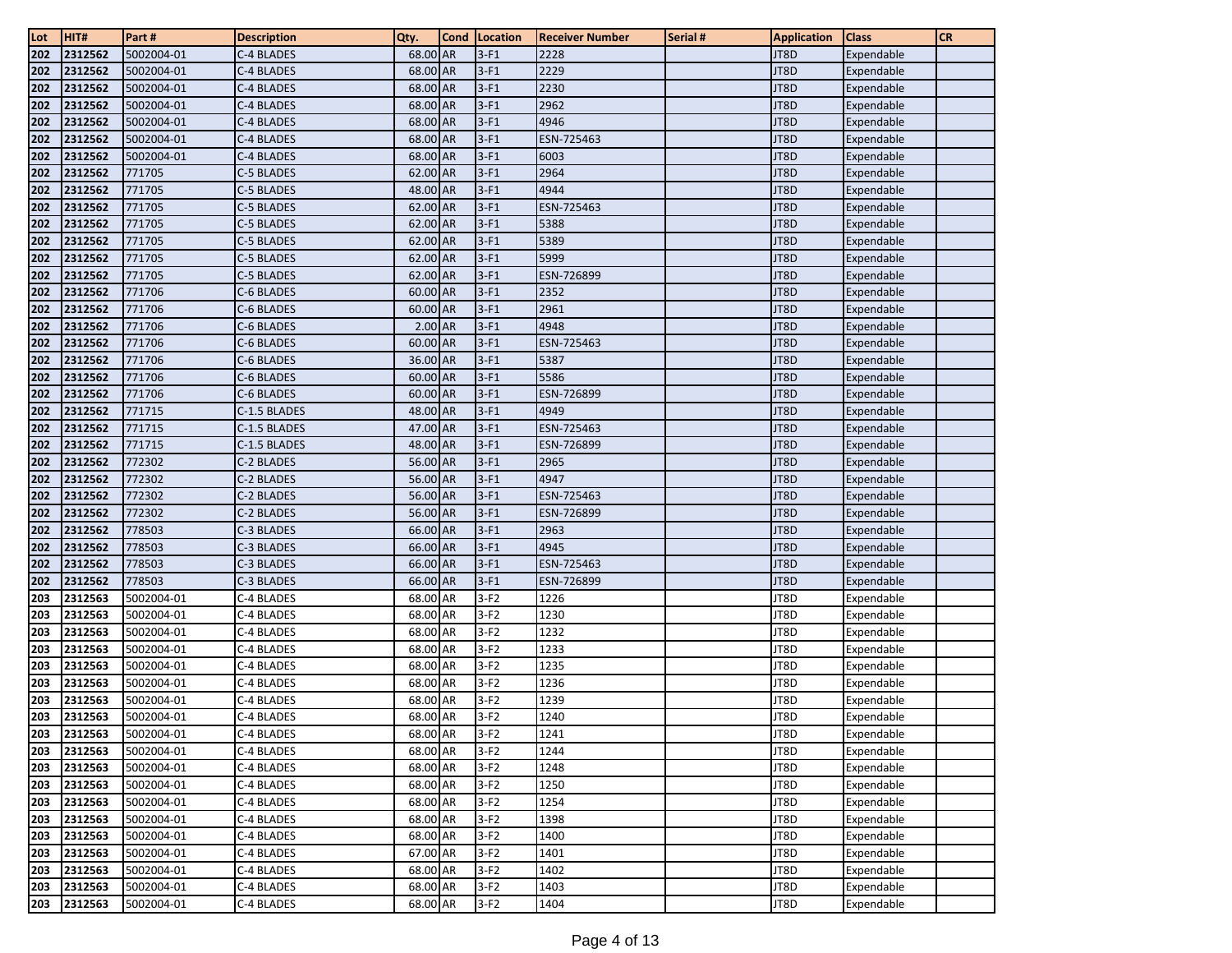| Lot | HIT# | Part # | Description | Qty. | Cond | Location | Receiver Number | Serial # | Application | Class | CR |
|---|---|---|---|---|---|---|---|---|---|---|---|
| 202 | 2312562 | 5002004-01 | C-4 BLADES | 68.00 | AR | 3-F1 | 2228 | | JT8D | Expendable | |
| 202 | 2312562 | 5002004-01 | C-4 BLADES | 68.00 | AR | 3-F1 | 2229 | | JT8D | Expendable | |
| 202 | 2312562 | 5002004-01 | C-4 BLADES | 68.00 | AR | 3-F1 | 2230 | | JT8D | Expendable | |
| 202 | 2312562 | 5002004-01 | C-4 BLADES | 68.00 | AR | 3-F1 | 2962 | | JT8D | Expendable | |
| 202 | 2312562 | 5002004-01 | C-4 BLADES | 68.00 | AR | 3-F1 | 4946 | | JT8D | Expendable | |
| 202 | 2312562 | 5002004-01 | C-4 BLADES | 68.00 | AR | 3-F1 | ESN-725463 | | JT8D | Expendable | |
| 202 | 2312562 | 5002004-01 | C-4 BLADES | 68.00 | AR | 3-F1 | 6003 | | JT8D | Expendable | |
| 202 | 2312562 | 771705 | C-5 BLADES | 62.00 | AR | 3-F1 | 2964 | | JT8D | Expendable | |
| 202 | 2312562 | 771705 | C-5 BLADES | 48.00 | AR | 3-F1 | 4944 | | JT8D | Expendable | |
| 202 | 2312562 | 771705 | C-5 BLADES | 62.00 | AR | 3-F1 | ESN-725463 | | JT8D | Expendable | |
| 202 | 2312562 | 771705 | C-5 BLADES | 62.00 | AR | 3-F1 | 5388 | | JT8D | Expendable | |
| 202 | 2312562 | 771705 | C-5 BLADES | 62.00 | AR | 3-F1 | 5389 | | JT8D | Expendable | |
| 202 | 2312562 | 771705 | C-5 BLADES | 62.00 | AR | 3-F1 | 5999 | | JT8D | Expendable | |
| 202 | 2312562 | 771705 | C-5 BLADES | 62.00 | AR | 3-F1 | ESN-726899 | | JT8D | Expendable | |
| 202 | 2312562 | 771706 | C-6 BLADES | 60.00 | AR | 3-F1 | 2352 | | JT8D | Expendable | |
| 202 | 2312562 | 771706 | C-6 BLADES | 60.00 | AR | 3-F1 | 2961 | | JT8D | Expendable | |
| 202 | 2312562 | 771706 | C-6 BLADES | 2.00 | AR | 3-F1 | 4948 | | JT8D | Expendable | |
| 202 | 2312562 | 771706 | C-6 BLADES | 60.00 | AR | 3-F1 | ESN-725463 | | JT8D | Expendable | |
| 202 | 2312562 | 771706 | C-6 BLADES | 36.00 | AR | 3-F1 | 5387 | | JT8D | Expendable | |
| 202 | 2312562 | 771706 | C-6 BLADES | 60.00 | AR | 3-F1 | 5586 | | JT8D | Expendable | |
| 202 | 2312562 | 771706 | C-6 BLADES | 60.00 | AR | 3-F1 | ESN-726899 | | JT8D | Expendable | |
| 202 | 2312562 | 771715 | C-1.5 BLADES | 48.00 | AR | 3-F1 | 4949 | | JT8D | Expendable | |
| 202 | 2312562 | 771715 | C-1.5 BLADES | 47.00 | AR | 3-F1 | ESN-725463 | | JT8D | Expendable | |
| 202 | 2312562 | 771715 | C-1.5 BLADES | 48.00 | AR | 3-F1 | ESN-726899 | | JT8D | Expendable | |
| 202 | 2312562 | 772302 | C-2 BLADES | 56.00 | AR | 3-F1 | 2965 | | JT8D | Expendable | |
| 202 | 2312562 | 772302 | C-2 BLADES | 56.00 | AR | 3-F1 | 4947 | | JT8D | Expendable | |
| 202 | 2312562 | 772302 | C-2 BLADES | 56.00 | AR | 3-F1 | ESN-725463 | | JT8D | Expendable | |
| 202 | 2312562 | 772302 | C-2 BLADES | 56.00 | AR | 3-F1 | ESN-726899 | | JT8D | Expendable | |
| 202 | 2312562 | 778503 | C-3 BLADES | 66.00 | AR | 3-F1 | 2963 | | JT8D | Expendable | |
| 202 | 2312562 | 778503 | C-3 BLADES | 66.00 | AR | 3-F1 | 4945 | | JT8D | Expendable | |
| 202 | 2312562 | 778503 | C-3 BLADES | 66.00 | AR | 3-F1 | ESN-725463 | | JT8D | Expendable | |
| 202 | 2312562 | 778503 | C-3 BLADES | 66.00 | AR | 3-F1 | ESN-726899 | | JT8D | Expendable | |
| 203 | 2312563 | 5002004-01 | C-4 BLADES | 68.00 | AR | 3-F2 | 1226 | | JT8D | Expendable | |
| 203 | 2312563 | 5002004-01 | C-4 BLADES | 68.00 | AR | 3-F2 | 1230 | | JT8D | Expendable | |
| 203 | 2312563 | 5002004-01 | C-4 BLADES | 68.00 | AR | 3-F2 | 1232 | | JT8D | Expendable | |
| 203 | 2312563 | 5002004-01 | C-4 BLADES | 68.00 | AR | 3-F2 | 1233 | | JT8D | Expendable | |
| 203 | 2312563 | 5002004-01 | C-4 BLADES | 68.00 | AR | 3-F2 | 1235 | | JT8D | Expendable | |
| 203 | 2312563 | 5002004-01 | C-4 BLADES | 68.00 | AR | 3-F2 | 1236 | | JT8D | Expendable | |
| 203 | 2312563 | 5002004-01 | C-4 BLADES | 68.00 | AR | 3-F2 | 1239 | | JT8D | Expendable | |
| 203 | 2312563 | 5002004-01 | C-4 BLADES | 68.00 | AR | 3-F2 | 1240 | | JT8D | Expendable | |
| 203 | 2312563 | 5002004-01 | C-4 BLADES | 68.00 | AR | 3-F2 | 1241 | | JT8D | Expendable | |
| 203 | 2312563 | 5002004-01 | C-4 BLADES | 68.00 | AR | 3-F2 | 1244 | | JT8D | Expendable | |
| 203 | 2312563 | 5002004-01 | C-4 BLADES | 68.00 | AR | 3-F2 | 1248 | | JT8D | Expendable | |
| 203 | 2312563 | 5002004-01 | C-4 BLADES | 68.00 | AR | 3-F2 | 1250 | | JT8D | Expendable | |
| 203 | 2312563 | 5002004-01 | C-4 BLADES | 68.00 | AR | 3-F2 | 1254 | | JT8D | Expendable | |
| 203 | 2312563 | 5002004-01 | C-4 BLADES | 68.00 | AR | 3-F2 | 1398 | | JT8D | Expendable | |
| 203 | 2312563 | 5002004-01 | C-4 BLADES | 68.00 | AR | 3-F2 | 1400 | | JT8D | Expendable | |
| 203 | 2312563 | 5002004-01 | C-4 BLADES | 67.00 | AR | 3-F2 | 1401 | | JT8D | Expendable | |
| 203 | 2312563 | 5002004-01 | C-4 BLADES | 68.00 | AR | 3-F2 | 1402 | | JT8D | Expendable | |
| 203 | 2312563 | 5002004-01 | C-4 BLADES | 68.00 | AR | 3-F2 | 1403 | | JT8D | Expendable | |
| 203 | 2312563 | 5002004-01 | C-4 BLADES | 68.00 | AR | 3-F2 | 1404 | | JT8D | Expendable | |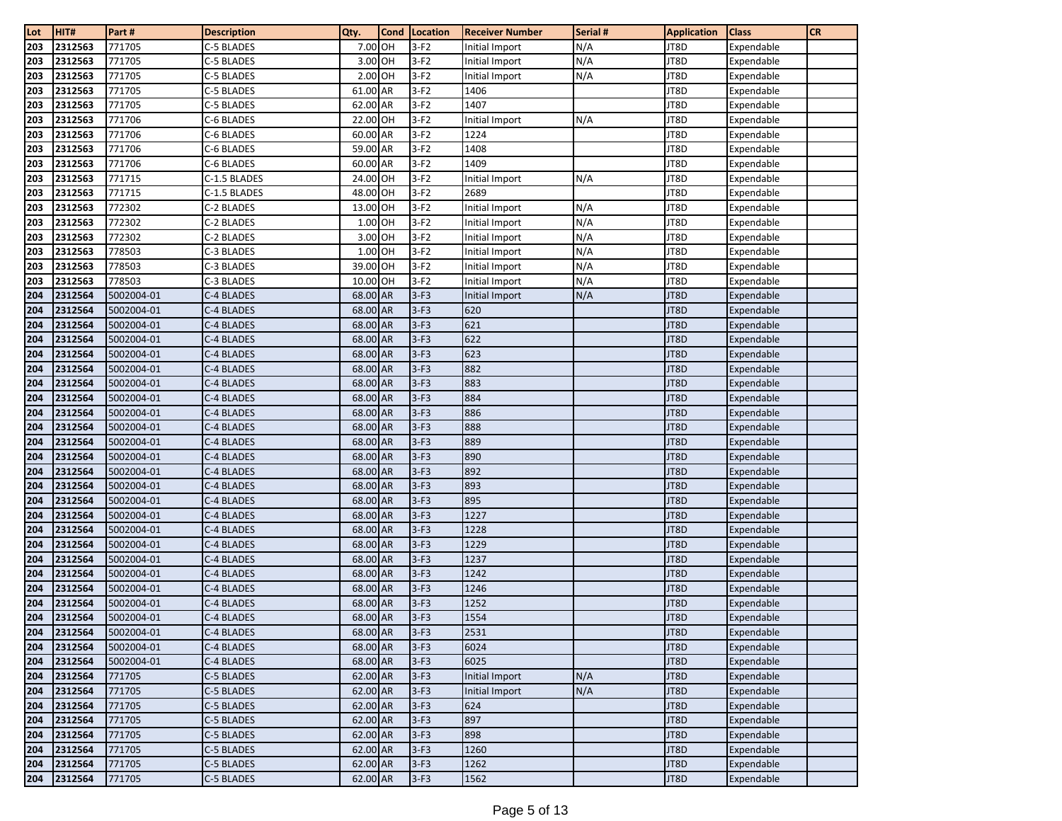| Lot | HIT# | Part # | Description | Qty. | Cond | Location | Receiver Number | Serial # | Application | Class | CR |
|---|---|---|---|---|---|---|---|---|---|---|---|
| 203 | 2312563 | 771705 | C-5 BLADES | 7.00 | OH | 3-F2 | Initial Import | N/A | JT8D | Expendable | |
| 203 | 2312563 | 771705 | C-5 BLADES | 3.00 | OH | 3-F2 | Initial Import | N/A | JT8D | Expendable | |
| 203 | 2312563 | 771705 | C-5 BLADES | 2.00 | OH | 3-F2 | Initial Import | N/A | JT8D | Expendable | |
| 203 | 2312563 | 771705 | C-5 BLADES | 61.00 | AR | 3-F2 | 1406 | | JT8D | Expendable | |
| 203 | 2312563 | 771705 | C-5 BLADES | 62.00 | AR | 3-F2 | 1407 | | JT8D | Expendable | |
| 203 | 2312563 | 771706 | C-6 BLADES | 22.00 | OH | 3-F2 | Initial Import | N/A | JT8D | Expendable | |
| 203 | 2312563 | 771706 | C-6 BLADES | 60.00 | AR | 3-F2 | 1224 | | JT8D | Expendable | |
| 203 | 2312563 | 771706 | C-6 BLADES | 59.00 | AR | 3-F2 | 1408 | | JT8D | Expendable | |
| 203 | 2312563 | 771706 | C-6 BLADES | 60.00 | AR | 3-F2 | 1409 | | JT8D | Expendable | |
| 203 | 2312563 | 771715 | C-1.5 BLADES | 24.00 | OH | 3-F2 | Initial Import | N/A | JT8D | Expendable | |
| 203 | 2312563 | 771715 | C-1.5 BLADES | 48.00 | OH | 3-F2 | 2689 | | JT8D | Expendable | |
| 203 | 2312563 | 772302 | C-2 BLADES | 13.00 | OH | 3-F2 | Initial Import | N/A | JT8D | Expendable | |
| 203 | 2312563 | 772302 | C-2 BLADES | 1.00 | OH | 3-F2 | Initial Import | N/A | JT8D | Expendable | |
| 203 | 2312563 | 772302 | C-2 BLADES | 3.00 | OH | 3-F2 | Initial Import | N/A | JT8D | Expendable | |
| 203 | 2312563 | 778503 | C-3 BLADES | 1.00 | OH | 3-F2 | Initial Import | N/A | JT8D | Expendable | |
| 203 | 2312563 | 778503 | C-3 BLADES | 39.00 | OH | 3-F2 | Initial Import | N/A | JT8D | Expendable | |
| 203 | 2312563 | 778503 | C-3 BLADES | 10.00 | OH | 3-F2 | Initial Import | N/A | JT8D | Expendable | |
| 204 | 2312564 | 5002004-01 | C-4 BLADES | 68.00 | AR | 3-F3 | Initial Import | N/A | JT8D | Expendable | |
| 204 | 2312564 | 5002004-01 | C-4 BLADES | 68.00 | AR | 3-F3 | 620 | | JT8D | Expendable | |
| 204 | 2312564 | 5002004-01 | C-4 BLADES | 68.00 | AR | 3-F3 | 621 | | JT8D | Expendable | |
| 204 | 2312564 | 5002004-01 | C-4 BLADES | 68.00 | AR | 3-F3 | 622 | | JT8D | Expendable | |
| 204 | 2312564 | 5002004-01 | C-4 BLADES | 68.00 | AR | 3-F3 | 623 | | JT8D | Expendable | |
| 204 | 2312564 | 5002004-01 | C-4 BLADES | 68.00 | AR | 3-F3 | 882 | | JT8D | Expendable | |
| 204 | 2312564 | 5002004-01 | C-4 BLADES | 68.00 | AR | 3-F3 | 883 | | JT8D | Expendable | |
| 204 | 2312564 | 5002004-01 | C-4 BLADES | 68.00 | AR | 3-F3 | 884 | | JT8D | Expendable | |
| 204 | 2312564 | 5002004-01 | C-4 BLADES | 68.00 | AR | 3-F3 | 886 | | JT8D | Expendable | |
| 204 | 2312564 | 5002004-01 | C-4 BLADES | 68.00 | AR | 3-F3 | 888 | | JT8D | Expendable | |
| 204 | 2312564 | 5002004-01 | C-4 BLADES | 68.00 | AR | 3-F3 | 889 | | JT8D | Expendable | |
| 204 | 2312564 | 5002004-01 | C-4 BLADES | 68.00 | AR | 3-F3 | 890 | | JT8D | Expendable | |
| 204 | 2312564 | 5002004-01 | C-4 BLADES | 68.00 | AR | 3-F3 | 892 | | JT8D | Expendable | |
| 204 | 2312564 | 5002004-01 | C-4 BLADES | 68.00 | AR | 3-F3 | 893 | | JT8D | Expendable | |
| 204 | 2312564 | 5002004-01 | C-4 BLADES | 68.00 | AR | 3-F3 | 895 | | JT8D | Expendable | |
| 204 | 2312564 | 5002004-01 | C-4 BLADES | 68.00 | AR | 3-F3 | 1227 | | JT8D | Expendable | |
| 204 | 2312564 | 5002004-01 | C-4 BLADES | 68.00 | AR | 3-F3 | 1228 | | JT8D | Expendable | |
| 204 | 2312564 | 5002004-01 | C-4 BLADES | 68.00 | AR | 3-F3 | 1229 | | JT8D | Expendable | |
| 204 | 2312564 | 5002004-01 | C-4 BLADES | 68.00 | AR | 3-F3 | 1237 | | JT8D | Expendable | |
| 204 | 2312564 | 5002004-01 | C-4 BLADES | 68.00 | AR | 3-F3 | 1242 | | JT8D | Expendable | |
| 204 | 2312564 | 5002004-01 | C-4 BLADES | 68.00 | AR | 3-F3 | 1246 | | JT8D | Expendable | |
| 204 | 2312564 | 5002004-01 | C-4 BLADES | 68.00 | AR | 3-F3 | 1252 | | JT8D | Expendable | |
| 204 | 2312564 | 5002004-01 | C-4 BLADES | 68.00 | AR | 3-F3 | 1554 | | JT8D | Expendable | |
| 204 | 2312564 | 5002004-01 | C-4 BLADES | 68.00 | AR | 3-F3 | 2531 | | JT8D | Expendable | |
| 204 | 2312564 | 5002004-01 | C-4 BLADES | 68.00 | AR | 3-F3 | 6024 | | JT8D | Expendable | |
| 204 | 2312564 | 5002004-01 | C-4 BLADES | 68.00 | AR | 3-F3 | 6025 | | JT8D | Expendable | |
| 204 | 2312564 | 771705 | C-5 BLADES | 62.00 | AR | 3-F3 | Initial Import | N/A | JT8D | Expendable | |
| 204 | 2312564 | 771705 | C-5 BLADES | 62.00 | AR | 3-F3 | Initial Import | N/A | JT8D | Expendable | |
| 204 | 2312564 | 771705 | C-5 BLADES | 62.00 | AR | 3-F3 | 624 | | JT8D | Expendable | |
| 204 | 2312564 | 771705 | C-5 BLADES | 62.00 | AR | 3-F3 | 897 | | JT8D | Expendable | |
| 204 | 2312564 | 771705 | C-5 BLADES | 62.00 | AR | 3-F3 | 898 | | JT8D | Expendable | |
| 204 | 2312564 | 771705 | C-5 BLADES | 62.00 | AR | 3-F3 | 1260 | | JT8D | Expendable | |
| 204 | 2312564 | 771705 | C-5 BLADES | 62.00 | AR | 3-F3 | 1262 | | JT8D | Expendable | |
| 204 | 2312564 | 771705 | C-5 BLADES | 62.00 | AR | 3-F3 | 1562 | | JT8D | Expendable | |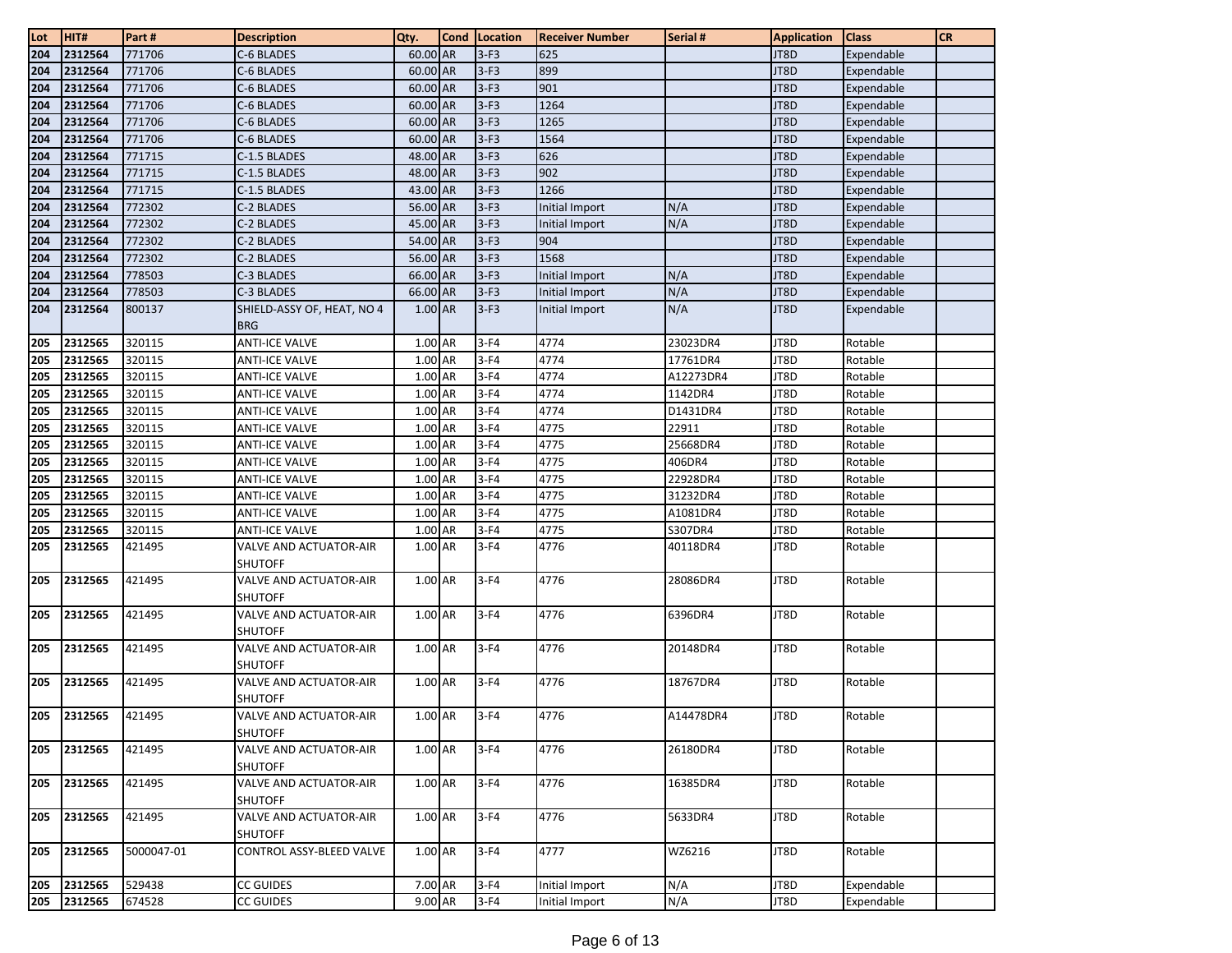| Lot | HIT# | Part # | Description | Qty. | Cond | Location | Receiver Number | Serial # | Application | Class | CR |
|---|---|---|---|---|---|---|---|---|---|---|---|
| 204 | 2312564 | 771706 | C-6 BLADES | 60.00 | AR | 3-F3 | 625 | | JT8D | Expendable | |
| 204 | 2312564 | 771706 | C-6 BLADES | 60.00 | AR | 3-F3 | 899 | | JT8D | Expendable | |
| 204 | 2312564 | 771706 | C-6 BLADES | 60.00 | AR | 3-F3 | 901 | | JT8D | Expendable | |
| 204 | 2312564 | 771706 | C-6 BLADES | 60.00 | AR | 3-F3 | 1264 | | JT8D | Expendable | |
| 204 | 2312564 | 771706 | C-6 BLADES | 60.00 | AR | 3-F3 | 1265 | | JT8D | Expendable | |
| 204 | 2312564 | 771706 | C-6 BLADES | 60.00 | AR | 3-F3 | 1564 | | JT8D | Expendable | |
| 204 | 2312564 | 771715 | C-1.5 BLADES | 48.00 | AR | 3-F3 | 626 | | JT8D | Expendable | |
| 204 | 2312564 | 771715 | C-1.5 BLADES | 48.00 | AR | 3-F3 | 902 | | JT8D | Expendable | |
| 204 | 2312564 | 771715 | C-1.5 BLADES | 43.00 | AR | 3-F3 | 1266 | | JT8D | Expendable | |
| 204 | 2312564 | 772302 | C-2 BLADES | 56.00 | AR | 3-F3 | Initial Import | N/A | JT8D | Expendable | |
| 204 | 2312564 | 772302 | C-2 BLADES | 45.00 | AR | 3-F3 | Initial Import | N/A | JT8D | Expendable | |
| 204 | 2312564 | 772302 | C-2 BLADES | 54.00 | AR | 3-F3 | 904 | | JT8D | Expendable | |
| 204 | 2312564 | 772302 | C-2 BLADES | 56.00 | AR | 3-F3 | 1568 | | JT8D | Expendable | |
| 204 | 2312564 | 778503 | C-3 BLADES | 66.00 | AR | 3-F3 | Initial Import | N/A | JT8D | Expendable | |
| 204 | 2312564 | 778503 | C-3 BLADES | 66.00 | AR | 3-F3 | Initial Import | N/A | JT8D | Expendable | |
| 204 | 2312564 | 800137 | SHIELD-ASSY OF, HEAT, NO 4 BRG | 1.00 | AR | 3-F3 | Initial Import | N/A | JT8D | Expendable | |
| 205 | 2312565 | 320115 | ANTI-ICE VALVE | 1.00 | AR | 3-F4 | 4774 | 23023DR4 | JT8D | Rotable | |
| 205 | 2312565 | 320115 | ANTI-ICE VALVE | 1.00 | AR | 3-F4 | 4774 | 17761DR4 | JT8D | Rotable | |
| 205 | 2312565 | 320115 | ANTI-ICE VALVE | 1.00 | AR | 3-F4 | 4774 | A12273DR4 | JT8D | Rotable | |
| 205 | 2312565 | 320115 | ANTI-ICE VALVE | 1.00 | AR | 3-F4 | 4774 | 1142DR4 | JT8D | Rotable | |
| 205 | 2312565 | 320115 | ANTI-ICE VALVE | 1.00 | AR | 3-F4 | 4774 | D1431DR4 | JT8D | Rotable | |
| 205 | 2312565 | 320115 | ANTI-ICE VALVE | 1.00 | AR | 3-F4 | 4775 | 22911 | JT8D | Rotable | |
| 205 | 2312565 | 320115 | ANTI-ICE VALVE | 1.00 | AR | 3-F4 | 4775 | 25668DR4 | JT8D | Rotable | |
| 205 | 2312565 | 320115 | ANTI-ICE VALVE | 1.00 | AR | 3-F4 | 4775 | 406DR4 | JT8D | Rotable | |
| 205 | 2312565 | 320115 | ANTI-ICE VALVE | 1.00 | AR | 3-F4 | 4775 | 22928DR4 | JT8D | Rotable | |
| 205 | 2312565 | 320115 | ANTI-ICE VALVE | 1.00 | AR | 3-F4 | 4775 | 31232DR4 | JT8D | Rotable | |
| 205 | 2312565 | 320115 | ANTI-ICE VALVE | 1.00 | AR | 3-F4 | 4775 | A1081DR4 | JT8D | Rotable | |
| 205 | 2312565 | 320115 | ANTI-ICE VALVE | 1.00 | AR | 3-F4 | 4775 | S307DR4 | JT8D | Rotable | |
| 205 | 2312565 | 421495 | VALVE AND ACTUATOR-AIR SHUTOFF | 1.00 | AR | 3-F4 | 4776 | 40118DR4 | JT8D | Rotable | |
| 205 | 2312565 | 421495 | VALVE AND ACTUATOR-AIR SHUTOFF | 1.00 | AR | 3-F4 | 4776 | 28086DR4 | JT8D | Rotable | |
| 205 | 2312565 | 421495 | VALVE AND ACTUATOR-AIR SHUTOFF | 1.00 | AR | 3-F4 | 4776 | 6396DR4 | JT8D | Rotable | |
| 205 | 2312565 | 421495 | VALVE AND ACTUATOR-AIR SHUTOFF | 1.00 | AR | 3-F4 | 4776 | 20148DR4 | JT8D | Rotable | |
| 205 | 2312565 | 421495 | VALVE AND ACTUATOR-AIR SHUTOFF | 1.00 | AR | 3-F4 | 4776 | 18767DR4 | JT8D | Rotable | |
| 205 | 2312565 | 421495 | VALVE AND ACTUATOR-AIR SHUTOFF | 1.00 | AR | 3-F4 | 4776 | A14478DR4 | JT8D | Rotable | |
| 205 | 2312565 | 421495 | VALVE AND ACTUATOR-AIR SHUTOFF | 1.00 | AR | 3-F4 | 4776 | 26180DR4 | JT8D | Rotable | |
| 205 | 2312565 | 421495 | VALVE AND ACTUATOR-AIR SHUTOFF | 1.00 | AR | 3-F4 | 4776 | 16385DR4 | JT8D | Rotable | |
| 205 | 2312565 | 421495 | VALVE AND ACTUATOR-AIR SHUTOFF | 1.00 | AR | 3-F4 | 4776 | 5633DR4 | JT8D | Rotable | |
| 205 | 2312565 | 5000047-01 | CONTROL ASSY-BLEED VALVE | 1.00 | AR | 3-F4 | 4777 | WZ6216 | JT8D | Rotable | |
| 205 | 2312565 | 529438 | CC GUIDES | 7.00 | AR | 3-F4 | Initial Import | N/A | JT8D | Expendable | |
| 205 | 2312565 | 674528 | CC GUIDES | 9.00 | AR | 3-F4 | Initial Import | N/A | JT8D | Expendable | |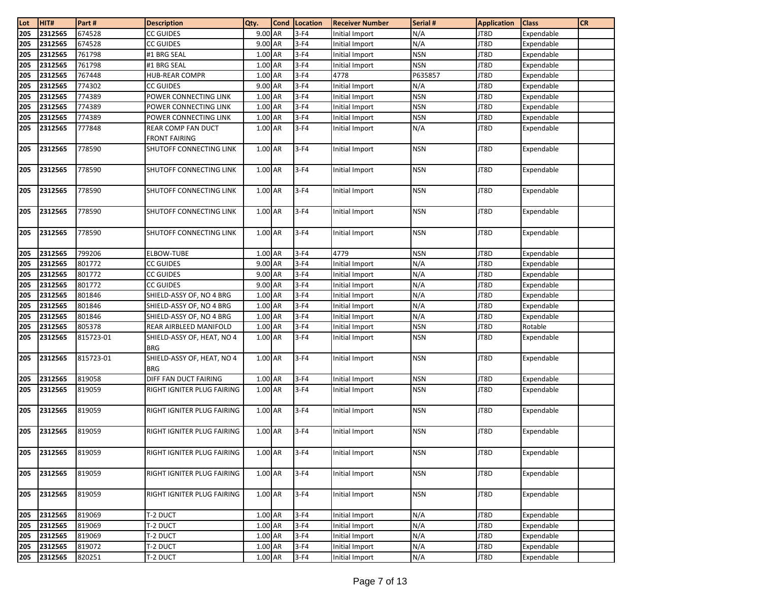| Lot | HIT# | Part # | Description | Qty. | Cond | Location | Receiver Number | Serial # | Application | Class | CR |
|---|---|---|---|---|---|---|---|---|---|---|---|
| 205 | 2312565 | 674528 | CC GUIDES | 9.00 | AR | 3-F4 | Initial Import | N/A | JT8D | Expendable | |
| 205 | 2312565 | 674528 | CC GUIDES | 9.00 | AR | 3-F4 | Initial Import | N/A | JT8D | Expendable | |
| 205 | 2312565 | 761798 | #1 BRG SEAL | 1.00 | AR | 3-F4 | Initial Import | NSN | JT8D | Expendable | |
| 205 | 2312565 | 761798 | #1 BRG SEAL | 1.00 | AR | 3-F4 | Initial Import | NSN | JT8D | Expendable | |
| 205 | 2312565 | 767448 | HUB-REAR COMPR | 1.00 | AR | 3-F4 | 4778 | P635857 | JT8D | Expendable | |
| 205 | 2312565 | 774302 | CC GUIDES | 9.00 | AR | 3-F4 | Initial Import | N/A | JT8D | Expendable | |
| 205 | 2312565 | 774389 | POWER CONNECTING LINK | 1.00 | AR | 3-F4 | Initial Import | NSN | JT8D | Expendable | |
| 205 | 2312565 | 774389 | POWER CONNECTING LINK | 1.00 | AR | 3-F4 | Initial Import | NSN | JT8D | Expendable | |
| 205 | 2312565 | 774389 | POWER CONNECTING LINK | 1.00 | AR | 3-F4 | Initial Import | NSN | JT8D | Expendable | |
| 205 | 2312565 | 777848 | REAR COMP FAN DUCT FRONT FAIRING | 1.00 | AR | 3-F4 | Initial Import | N/A | JT8D | Expendable | |
| 205 | 2312565 | 778590 | SHUTOFF CONNECTING LINK | 1.00 | AR | 3-F4 | Initial Import | NSN | JT8D | Expendable | |
| 205 | 2312565 | 778590 | SHUTOFF CONNECTING LINK | 1.00 | AR | 3-F4 | Initial Import | NSN | JT8D | Expendable | |
| 205 | 2312565 | 778590 | SHUTOFF CONNECTING LINK | 1.00 | AR | 3-F4 | Initial Import | NSN | JT8D | Expendable | |
| 205 | 2312565 | 778590 | SHUTOFF CONNECTING LINK | 1.00 | AR | 3-F4 | Initial Import | NSN | JT8D | Expendable | |
| 205 | 2312565 | 778590 | SHUTOFF CONNECTING LINK | 1.00 | AR | 3-F4 | Initial Import | NSN | JT8D | Expendable | |
| 205 | 2312565 | 799206 | ELBOW-TUBE | 1.00 | AR | 3-F4 | 4779 | NSN | JT8D | Expendable | |
| 205 | 2312565 | 801772 | CC GUIDES | 9.00 | AR | 3-F4 | Initial Import | N/A | JT8D | Expendable | |
| 205 | 2312565 | 801772 | CC GUIDES | 9.00 | AR | 3-F4 | Initial Import | N/A | JT8D | Expendable | |
| 205 | 2312565 | 801772 | CC GUIDES | 9.00 | AR | 3-F4 | Initial Import | N/A | JT8D | Expendable | |
| 205 | 2312565 | 801846 | SHIELD-ASSY OF, NO 4 BRG | 1.00 | AR | 3-F4 | Initial Import | N/A | JT8D | Expendable | |
| 205 | 2312565 | 801846 | SHIELD-ASSY OF, NO 4 BRG | 1.00 | AR | 3-F4 | Initial Import | N/A | JT8D | Expendable | |
| 205 | 2312565 | 801846 | SHIELD-ASSY OF, NO 4 BRG | 1.00 | AR | 3-F4 | Initial Import | N/A | JT8D | Expendable | |
| 205 | 2312565 | 805378 | REAR AIRBLEED MANIFOLD | 1.00 | AR | 3-F4 | Initial Import | NSN | JT8D | Rotable | |
| 205 | 2312565 | 815723-01 | SHIELD-ASSY OF, HEAT, NO 4 BRG | 1.00 | AR | 3-F4 | Initial Import | NSN | JT8D | Expendable | |
| 205 | 2312565 | 815723-01 | SHIELD-ASSY OF, HEAT, NO 4 BRG | 1.00 | AR | 3-F4 | Initial Import | NSN | JT8D | Expendable | |
| 205 | 2312565 | 819058 | DIFF FAN DUCT FAIRING | 1.00 | AR | 3-F4 | Initial Import | NSN | JT8D | Expendable | |
| 205 | 2312565 | 819059 | RIGHT IGNITER PLUG FAIRING | 1.00 | AR | 3-F4 | Initial Import | NSN | JT8D | Expendable | |
| 205 | 2312565 | 819059 | RIGHT IGNITER PLUG FAIRING | 1.00 | AR | 3-F4 | Initial Import | NSN | JT8D | Expendable | |
| 205 | 2312565 | 819059 | RIGHT IGNITER PLUG FAIRING | 1.00 | AR | 3-F4 | Initial Import | NSN | JT8D | Expendable | |
| 205 | 2312565 | 819059 | RIGHT IGNITER PLUG FAIRING | 1.00 | AR | 3-F4 | Initial Import | NSN | JT8D | Expendable | |
| 205 | 2312565 | 819059 | RIGHT IGNITER PLUG FAIRING | 1.00 | AR | 3-F4 | Initial Import | NSN | JT8D | Expendable | |
| 205 | 2312565 | 819059 | RIGHT IGNITER PLUG FAIRING | 1.00 | AR | 3-F4 | Initial Import | NSN | JT8D | Expendable | |
| 205 | 2312565 | 819069 | T-2 DUCT | 1.00 | AR | 3-F4 | Initial Import | N/A | JT8D | Expendable | |
| 205 | 2312565 | 819069 | T-2 DUCT | 1.00 | AR | 3-F4 | Initial Import | N/A | JT8D | Expendable | |
| 205 | 2312565 | 819069 | T-2 DUCT | 1.00 | AR | 3-F4 | Initial Import | N/A | JT8D | Expendable | |
| 205 | 2312565 | 819072 | T-2 DUCT | 1.00 | AR | 3-F4 | Initial Import | N/A | JT8D | Expendable | |
| 205 | 2312565 | 820251 | T-2 DUCT | 1.00 | AR | 3-F4 | Initial Import | N/A | JT8D | Expendable | |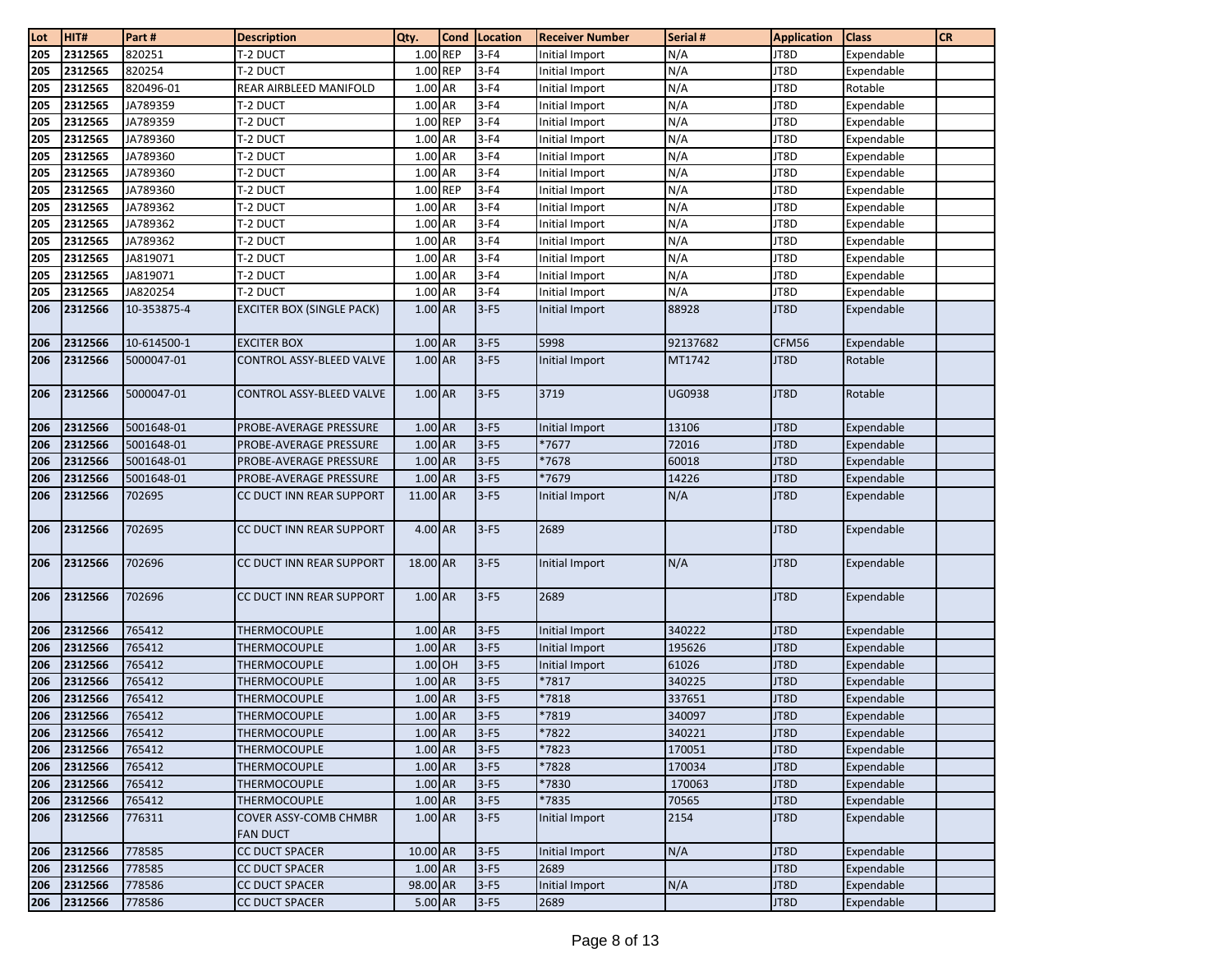| Lot | HIT# | Part # | Description | Qty. | Cond | Location | Receiver Number | Serial # | Application | Class | CR |
|---|---|---|---|---|---|---|---|---|---|---|---|
| 205 | 2312565 | 820251 | T-2 DUCT | 1.00 | REP | 3-F4 | Initial Import | N/A | JT8D | Expendable | |
| 205 | 2312565 | 820254 | T-2 DUCT | 1.00 | REP | 3-F4 | Initial Import | N/A | JT8D | Expendable | |
| 205 | 2312565 | 820496-01 | REAR AIRBLEED MANIFOLD | 1.00 | AR | 3-F4 | Initial Import | N/A | JT8D | Rotable | |
| 205 | 2312565 | JA789359 | T-2 DUCT | 1.00 | AR | 3-F4 | Initial Import | N/A | JT8D | Expendable | |
| 205 | 2312565 | JA789359 | T-2 DUCT | 1.00 | REP | 3-F4 | Initial Import | N/A | JT8D | Expendable | |
| 205 | 2312565 | JA789360 | T-2 DUCT | 1.00 | AR | 3-F4 | Initial Import | N/A | JT8D | Expendable | |
| 205 | 2312565 | JA789360 | T-2 DUCT | 1.00 | AR | 3-F4 | Initial Import | N/A | JT8D | Expendable | |
| 205 | 2312565 | JA789360 | T-2 DUCT | 1.00 | AR | 3-F4 | Initial Import | N/A | JT8D | Expendable | |
| 205 | 2312565 | JA789360 | T-2 DUCT | 1.00 | REP | 3-F4 | Initial Import | N/A | JT8D | Expendable | |
| 205 | 2312565 | JA789362 | T-2 DUCT | 1.00 | AR | 3-F4 | Initial Import | N/A | JT8D | Expendable | |
| 205 | 2312565 | JA789362 | T-2 DUCT | 1.00 | AR | 3-F4 | Initial Import | N/A | JT8D | Expendable | |
| 205 | 2312565 | JA789362 | T-2 DUCT | 1.00 | AR | 3-F4 | Initial Import | N/A | JT8D | Expendable | |
| 205 | 2312565 | JA819071 | T-2 DUCT | 1.00 | AR | 3-F4 | Initial Import | N/A | JT8D | Expendable | |
| 205 | 2312565 | JA819071 | T-2 DUCT | 1.00 | AR | 3-F4 | Initial Import | N/A | JT8D | Expendable | |
| 205 | 2312565 | JA820254 | T-2 DUCT | 1.00 | AR | 3-F4 | Initial Import | N/A | JT8D | Expendable | |
| 206 | 2312566 | 10-353875-4 | EXCITER BOX (SINGLE PACK) | 1.00 | AR | 3-F5 | Initial Import | 88928 | JT8D | Expendable | |
| 206 | 2312566 | 10-614500-1 | EXCITER BOX | 1.00 | AR | 3-F5 | 5998 | 92137682 | CFM56 | Expendable | |
| 206 | 2312566 | 5000047-01 | CONTROL ASSY-BLEED VALVE | 1.00 | AR | 3-F5 | Initial Import | MT1742 | JT8D | Rotable | |
| 206 | 2312566 | 5000047-01 | CONTROL ASSY-BLEED VALVE | 1.00 | AR | 3-F5 | 3719 | UG0938 | JT8D | Rotable | |
| 206 | 2312566 | 5001648-01 | PROBE-AVERAGE PRESSURE | 1.00 | AR | 3-F5 | Initial Import | 13106 | JT8D | Expendable | |
| 206 | 2312566 | 5001648-01 | PROBE-AVERAGE PRESSURE | 1.00 | AR | 3-F5 | *7677 | 72016 | JT8D | Expendable | |
| 206 | 2312566 | 5001648-01 | PROBE-AVERAGE PRESSURE | 1.00 | AR | 3-F5 | *7678 | 60018 | JT8D | Expendable | |
| 206 | 2312566 | 5001648-01 | PROBE-AVERAGE PRESSURE | 1.00 | AR | 3-F5 | *7679 | 14226 | JT8D | Expendable | |
| 206 | 2312566 | 702695 | CC DUCT INN REAR SUPPORT | 11.00 | AR | 3-F5 | Initial Import | N/A | JT8D | Expendable | |
| 206 | 2312566 | 702695 | CC DUCT INN REAR SUPPORT | 4.00 | AR | 3-F5 | 2689 | | JT8D | Expendable | |
| 206 | 2312566 | 702696 | CC DUCT INN REAR SUPPORT | 18.00 | AR | 3-F5 | Initial Import | N/A | JT8D | Expendable | |
| 206 | 2312566 | 702696 | CC DUCT INN REAR SUPPORT | 1.00 | AR | 3-F5 | 2689 | | JT8D | Expendable | |
| 206 | 2312566 | 765412 | THERMOCOUPLE | 1.00 | AR | 3-F5 | Initial Import | 340222 | JT8D | Expendable | |
| 206 | 2312566 | 765412 | THERMOCOUPLE | 1.00 | AR | 3-F5 | Initial Import | 195626 | JT8D | Expendable | |
| 206 | 2312566 | 765412 | THERMOCOUPLE | 1.00 | OH | 3-F5 | Initial Import | 61026 | JT8D | Expendable | |
| 206 | 2312566 | 765412 | THERMOCOUPLE | 1.00 | AR | 3-F5 | *7817 | 340225 | JT8D | Expendable | |
| 206 | 2312566 | 765412 | THERMOCOUPLE | 1.00 | AR | 3-F5 | *7818 | 337651 | JT8D | Expendable | |
| 206 | 2312566 | 765412 | THERMOCOUPLE | 1.00 | AR | 3-F5 | *7819 | 340097 | JT8D | Expendable | |
| 206 | 2312566 | 765412 | THERMOCOUPLE | 1.00 | AR | 3-F5 | *7822 | 340221 | JT8D | Expendable | |
| 206 | 2312566 | 765412 | THERMOCOUPLE | 1.00 | AR | 3-F5 | *7823 | 170051 | JT8D | Expendable | |
| 206 | 2312566 | 765412 | THERMOCOUPLE | 1.00 | AR | 3-F5 | *7828 | 170034 | JT8D | Expendable | |
| 206 | 2312566 | 765412 | THERMOCOUPLE | 1.00 | AR | 3-F5 | *7830 | 170063 | JT8D | Expendable | |
| 206 | 2312566 | 765412 | THERMOCOUPLE | 1.00 | AR | 3-F5 | *7835 | 70565 | JT8D | Expendable | |
| 206 | 2312566 | 776311 | COVER ASSY-COMB CHMBR FAN DUCT | 1.00 | AR | 3-F5 | Initial Import | 2154 | JT8D | Expendable | |
| 206 | 2312566 | 778585 | CC DUCT SPACER | 10.00 | AR | 3-F5 | Initial Import | N/A | JT8D | Expendable | |
| 206 | 2312566 | 778585 | CC DUCT SPACER | 1.00 | AR | 3-F5 | 2689 | | JT8D | Expendable | |
| 206 | 2312566 | 778586 | CC DUCT SPACER | 98.00 | AR | 3-F5 | Initial Import | N/A | JT8D | Expendable | |
| 206 | 2312566 | 778586 | CC DUCT SPACER | 5.00 | AR | 3-F5 | 2689 | | JT8D | Expendable | |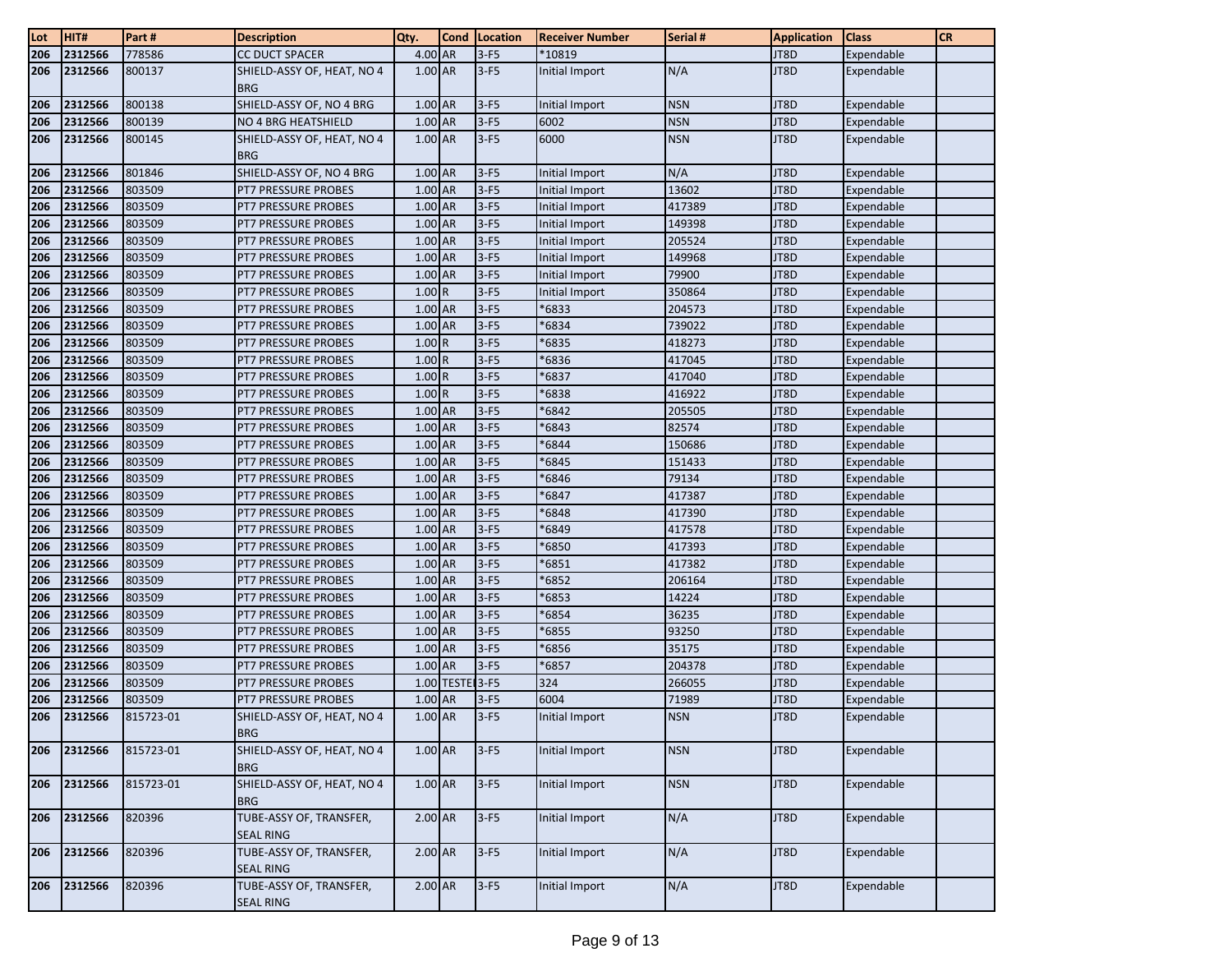| Lot | HIT# | Part # | Description | Qty. | Cond | Location | Receiver Number | Serial # | Application | Class | CR |
|---|---|---|---|---|---|---|---|---|---|---|---|
| 206 | 2312566 | 778586 | CC DUCT SPACER | 4.00 | AR | 3-F5 | *10819 | | JT8D | Expendable | |
| 206 | 2312566 | 800137 | SHIELD-ASSY OF, HEAT, NO 4 BRG | 1.00 | AR | 3-F5 | Initial Import | N/A | JT8D | Expendable | |
| 206 | 2312566 | 800138 | SHIELD-ASSY OF, NO 4 BRG | 1.00 | AR | 3-F5 | Initial Import | NSN | JT8D | Expendable | |
| 206 | 2312566 | 800139 | NO 4 BRG HEATSHIELD | 1.00 | AR | 3-F5 | 6002 | NSN | JT8D | Expendable | |
| 206 | 2312566 | 800145 | SHIELD-ASSY OF, HEAT, NO 4 BRG | 1.00 | AR | 3-F5 | 6000 | NSN | JT8D | Expendable | |
| 206 | 2312566 | 801846 | SHIELD-ASSY OF, NO 4 BRG | 1.00 | AR | 3-F5 | Initial Import | N/A | JT8D | Expendable | |
| 206 | 2312566 | 803509 | PT7 PRESSURE PROBES | 1.00 | AR | 3-F5 | Initial Import | 13602 | JT8D | Expendable | |
| 206 | 2312566 | 803509 | PT7 PRESSURE PROBES | 1.00 | AR | 3-F5 | Initial Import | 417389 | JT8D | Expendable | |
| 206 | 2312566 | 803509 | PT7 PRESSURE PROBES | 1.00 | AR | 3-F5 | Initial Import | 149398 | JT8D | Expendable | |
| 206 | 2312566 | 803509 | PT7 PRESSURE PROBES | 1.00 | AR | 3-F5 | Initial Import | 205524 | JT8D | Expendable | |
| 206 | 2312566 | 803509 | PT7 PRESSURE PROBES | 1.00 | AR | 3-F5 | Initial Import | 149968 | JT8D | Expendable | |
| 206 | 2312566 | 803509 | PT7 PRESSURE PROBES | 1.00 | AR | 3-F5 | Initial Import | 79900 | JT8D | Expendable | |
| 206 | 2312566 | 803509 | PT7 PRESSURE PROBES | 1.00 | R | 3-F5 | Initial Import | 350864 | JT8D | Expendable | |
| 206 | 2312566 | 803509 | PT7 PRESSURE PROBES | 1.00 | AR | 3-F5 | *6833 | 204573 | JT8D | Expendable | |
| 206 | 2312566 | 803509 | PT7 PRESSURE PROBES | 1.00 | AR | 3-F5 | *6834 | 739022 | JT8D | Expendable | |
| 206 | 2312566 | 803509 | PT7 PRESSURE PROBES | 1.00 | R | 3-F5 | *6835 | 418273 | JT8D | Expendable | |
| 206 | 2312566 | 803509 | PT7 PRESSURE PROBES | 1.00 | R | 3-F5 | *6836 | 417045 | JT8D | Expendable | |
| 206 | 2312566 | 803509 | PT7 PRESSURE PROBES | 1.00 | R | 3-F5 | *6837 | 417040 | JT8D | Expendable | |
| 206 | 2312566 | 803509 | PT7 PRESSURE PROBES | 1.00 | R | 3-F5 | *6838 | 416922 | JT8D | Expendable | |
| 206 | 2312566 | 803509 | PT7 PRESSURE PROBES | 1.00 | AR | 3-F5 | *6842 | 205505 | JT8D | Expendable | |
| 206 | 2312566 | 803509 | PT7 PRESSURE PROBES | 1.00 | AR | 3-F5 | *6843 | 82574 | JT8D | Expendable | |
| 206 | 2312566 | 803509 | PT7 PRESSURE PROBES | 1.00 | AR | 3-F5 | *6844 | 150686 | JT8D | Expendable | |
| 206 | 2312566 | 803509 | PT7 PRESSURE PROBES | 1.00 | AR | 3-F5 | *6845 | 151433 | JT8D | Expendable | |
| 206 | 2312566 | 803509 | PT7 PRESSURE PROBES | 1.00 | AR | 3-F5 | *6846 | 79134 | JT8D | Expendable | |
| 206 | 2312566 | 803509 | PT7 PRESSURE PROBES | 1.00 | AR | 3-F5 | *6847 | 417387 | JT8D | Expendable | |
| 206 | 2312566 | 803509 | PT7 PRESSURE PROBES | 1.00 | AR | 3-F5 | *6848 | 417390 | JT8D | Expendable | |
| 206 | 2312566 | 803509 | PT7 PRESSURE PROBES | 1.00 | AR | 3-F5 | *6849 | 417578 | JT8D | Expendable | |
| 206 | 2312566 | 803509 | PT7 PRESSURE PROBES | 1.00 | AR | 3-F5 | *6850 | 417393 | JT8D | Expendable | |
| 206 | 2312566 | 803509 | PT7 PRESSURE PROBES | 1.00 | AR | 3-F5 | *6851 | 417382 | JT8D | Expendable | |
| 206 | 2312566 | 803509 | PT7 PRESSURE PROBES | 1.00 | AR | 3-F5 | *6852 | 206164 | JT8D | Expendable | |
| 206 | 2312566 | 803509 | PT7 PRESSURE PROBES | 1.00 | AR | 3-F5 | *6853 | 14224 | JT8D | Expendable | |
| 206 | 2312566 | 803509 | PT7 PRESSURE PROBES | 1.00 | AR | 3-F5 | *6854 | 36235 | JT8D | Expendable | |
| 206 | 2312566 | 803509 | PT7 PRESSURE PROBES | 1.00 | AR | 3-F5 | *6855 | 93250 | JT8D | Expendable | |
| 206 | 2312566 | 803509 | PT7 PRESSURE PROBES | 1.00 | AR | 3-F5 | *6856 | 35175 | JT8D | Expendable | |
| 206 | 2312566 | 803509 | PT7 PRESSURE PROBES | 1.00 | AR | 3-F5 | *6857 | 204378 | JT8D | Expendable | |
| 206 | 2312566 | 803509 | PT7 PRESSURE PROBES | 1.00 | TESTEI | 3-F5 | 324 | 266055 | JT8D | Expendable | |
| 206 | 2312566 | 803509 | PT7 PRESSURE PROBES | 1.00 | AR | 3-F5 | 6004 | 71989 | JT8D | Expendable | |
| 206 | 2312566 | 815723-01 | SHIELD-ASSY OF, HEAT, NO 4 BRG | 1.00 | AR | 3-F5 | Initial Import | NSN | JT8D | Expendable | |
| 206 | 2312566 | 815723-01 | SHIELD-ASSY OF, HEAT, NO 4 BRG | 1.00 | AR | 3-F5 | Initial Import | NSN | JT8D | Expendable | |
| 206 | 2312566 | 815723-01 | SHIELD-ASSY OF, HEAT, NO 4 BRG | 1.00 | AR | 3-F5 | Initial Import | NSN | JT8D | Expendable | |
| 206 | 2312566 | 820396 | TUBE-ASSY OF, TRANSFER, SEAL RING | 2.00 | AR | 3-F5 | Initial Import | N/A | JT8D | Expendable | |
| 206 | 2312566 | 820396 | TUBE-ASSY OF, TRANSFER, SEAL RING | 2.00 | AR | 3-F5 | Initial Import | N/A | JT8D | Expendable | |
| 206 | 2312566 | 820396 | TUBE-ASSY OF, TRANSFER, SEAL RING | 2.00 | AR | 3-F5 | Initial Import | N/A | JT8D | Expendable | |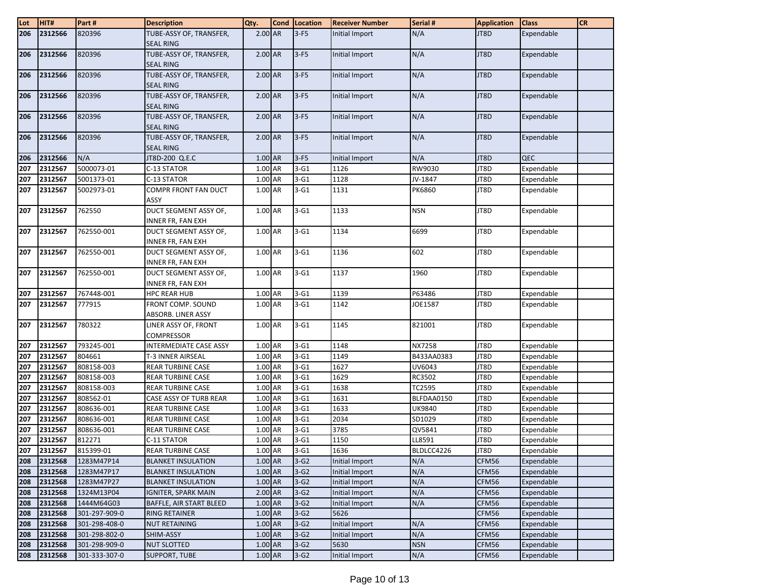| Lot | HIT# | Part # | Description | Qty. | Cond | Location | Receiver Number | Serial # | Application | Class | CR |
|---|---|---|---|---|---|---|---|---|---|---|---|
| 206 | 2312566 | 820396 | TUBE-ASSY OF, TRANSFER, SEAL RING | 2.00 | AR | 3-F5 | Initial Import | N/A | JT8D | Expendable | |
| 206 | 2312566 | 820396 | TUBE-ASSY OF, TRANSFER, SEAL RING | 2.00 | AR | 3-F5 | Initial Import | N/A | JT8D | Expendable | |
| 206 | 2312566 | 820396 | TUBE-ASSY OF, TRANSFER, SEAL RING | 2.00 | AR | 3-F5 | Initial Import | N/A | JT8D | Expendable | |
| 206 | 2312566 | 820396 | TUBE-ASSY OF, TRANSFER, SEAL RING | 2.00 | AR | 3-F5 | Initial Import | N/A | JT8D | Expendable | |
| 206 | 2312566 | 820396 | TUBE-ASSY OF, TRANSFER, SEAL RING | 2.00 | AR | 3-F5 | Initial Import | N/A | JT8D | Expendable | |
| 206 | 2312566 | 820396 | TUBE-ASSY OF, TRANSFER, SEAL RING | 2.00 | AR | 3-F5 | Initial Import | N/A | JT8D | Expendable | |
| 206 | 2312566 | N/A | JT8D-200 Q.E.C | 1.00 | AR | 3-F5 | Initial Import | N/A | JT8D | QEC | |
| 207 | 2312567 | 5000073-01 | C-13 STATOR | 1.00 | AR | 3-G1 | 1126 | RW9030 | JT8D | Expendable | |
| 207 | 2312567 | 5001373-01 | C-13 STATOR | 1.00 | AR | 3-G1 | 1128 | JV-1847 | JT8D | Expendable | |
| 207 | 2312567 | 5002973-01 | COMPR FRONT FAN DUCT ASSY | 1.00 | AR | 3-G1 | 1131 | PK6860 | JT8D | Expendable | |
| 207 | 2312567 | 762550 | DUCT SEGMENT ASSY OF, INNER FR, FAN EXH | 1.00 | AR | 3-G1 | 1133 | NSN | JT8D | Expendable | |
| 207 | 2312567 | 762550-001 | DUCT SEGMENT ASSY OF, INNER FR, FAN EXH | 1.00 | AR | 3-G1 | 1134 | 6699 | JT8D | Expendable | |
| 207 | 2312567 | 762550-001 | DUCT SEGMENT ASSY OF, INNER FR, FAN EXH | 1.00 | AR | 3-G1 | 1136 | 602 | JT8D | Expendable | |
| 207 | 2312567 | 762550-001 | DUCT SEGMENT ASSY OF, INNER FR, FAN EXH | 1.00 | AR | 3-G1 | 1137 | 1960 | JT8D | Expendable | |
| 207 | 2312567 | 767448-001 | HPC REAR HUB | 1.00 | AR | 3-G1 | 1139 | P63486 | JT8D | Expendable | |
| 207 | 2312567 | 777915 | FRONT COMP. SOUND ABSORB. LINER ASSY | 1.00 | AR | 3-G1 | 1142 | JOE1587 | JT8D | Expendable | |
| 207 | 2312567 | 780322 | LINER ASSY OF, FRONT COMPRESSOR | 1.00 | AR | 3-G1 | 1145 | 821001 | JT8D | Expendable | |
| 207 | 2312567 | 793245-001 | INTERMEDIATE CASE ASSY | 1.00 | AR | 3-G1 | 1148 | NX7258 | JT8D | Expendable | |
| 207 | 2312567 | 804661 | T-3 INNER AIRSEAL | 1.00 | AR | 3-G1 | 1149 | B433AA0383 | JT8D | Expendable | |
| 207 | 2312567 | 808158-003 | REAR TURBINE CASE | 1.00 | AR | 3-G1 | 1627 | UV6043 | JT8D | Expendable | |
| 207 | 2312567 | 808158-003 | REAR TURBINE CASE | 1.00 | AR | 3-G1 | 1629 | RC3502 | JT8D | Expendable | |
| 207 | 2312567 | 808158-003 | REAR TURBINE CASE | 1.00 | AR | 3-G1 | 1638 | TC2595 | JT8D | Expendable | |
| 207 | 2312567 | 808562-01 | CASE ASSY OF TURB REAR | 1.00 | AR | 3-G1 | 1631 | BLFDAA0150 | JT8D | Expendable | |
| 207 | 2312567 | 808636-001 | REAR TURBINE CASE | 1.00 | AR | 3-G1 | 1633 | UK9840 | JT8D | Expendable | |
| 207 | 2312567 | 808636-001 | REAR TURBINE CASE | 1.00 | AR | 3-G1 | 2034 | SD1029 | JT8D | Expendable | |
| 207 | 2312567 | 808636-001 | REAR TURBINE CASE | 1.00 | AR | 3-G1 | 3785 | QV5841 | JT8D | Expendable | |
| 207 | 2312567 | 812271 | C-11 STATOR | 1.00 | AR | 3-G1 | 1150 | LL8591 | JT8D | Expendable | |
| 207 | 2312567 | 815399-01 | REAR TURBINE CASE | 1.00 | AR | 3-G1 | 1636 | BLDLCC4226 | JT8D | Expendable | |
| 208 | 2312568 | 1283M47P14 | BLANKET INSULATION | 1.00 | AR | 3-G2 | Initial Import | N/A | CFM56 | Expendable | |
| 208 | 2312568 | 1283M47P17 | BLANKET INSULATION | 1.00 | AR | 3-G2 | Initial Import | N/A | CFM56 | Expendable | |
| 208 | 2312568 | 1283M47P27 | BLANKET INSULATION | 1.00 | AR | 3-G2 | Initial Import | N/A | CFM56 | Expendable | |
| 208 | 2312568 | 1324M13P04 | IGNITER, SPARK MAIN | 2.00 | AR | 3-G2 | Initial Import | N/A | CFM56 | Expendable | |
| 208 | 2312568 | 1444M64G03 | BAFFLE, AIR START BLEED | 1.00 | AR | 3-G2 | Initial Import | N/A | CFM56 | Expendable | |
| 208 | 2312568 | 301-297-909-0 | RING RETAINER | 1.00 | AR | 3-G2 | 5626 | | CFM56 | Expendable | |
| 208 | 2312568 | 301-298-408-0 | NUT RETAINING | 1.00 | AR | 3-G2 | Initial Import | N/A | CFM56 | Expendable | |
| 208 | 2312568 | 301-298-802-0 | SHIM-ASSY | 1.00 | AR | 3-G2 | Initial Import | N/A | CFM56 | Expendable | |
| 208 | 2312568 | 301-298-909-0 | NUT SLOTTED | 1.00 | AR | 3-G2 | 5630 | NSN | CFM56 | Expendable | |
| 208 | 2312568 | 301-333-307-0 | SUPPORT, TUBE | 1.00 | AR | 3-G2 | Initial Import | N/A | CFM56 | Expendable | |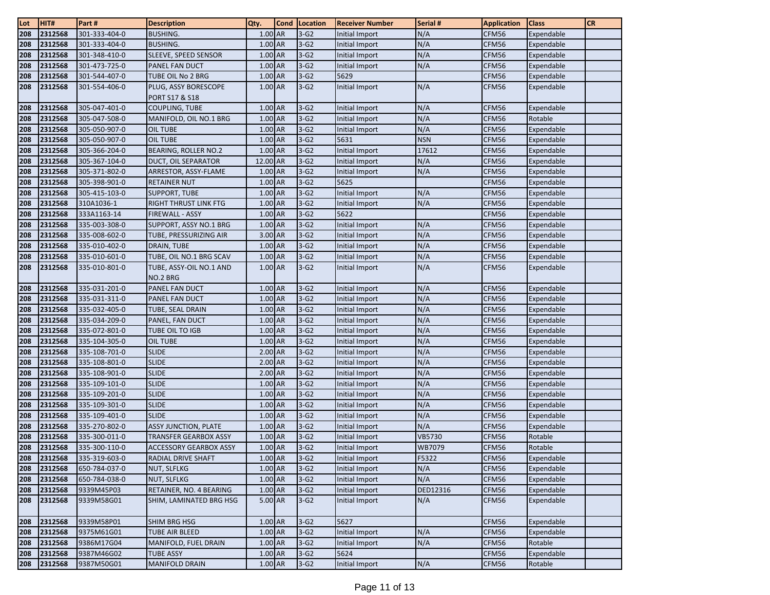| Lot | HIT# | Part # | Description | Qty. | Cond | Location | Receiver Number | Serial # | Application | Class | CR |
|---|---|---|---|---|---|---|---|---|---|---|---|
| 208 | 2312568 | 301-333-404-0 | BUSHING. | 1.00 | AR | 3-G2 | Initial Import | N/A | CFM56 | Expendable | |
| 208 | 2312568 | 301-333-404-0 | BUSHING. | 1.00 | AR | 3-G2 | Initial Import | N/A | CFM56 | Expendable | |
| 208 | 2312568 | 301-348-410-0 | SLEEVE, SPEED SENSOR | 1.00 | AR | 3-G2 | Initial Import | N/A | CFM56 | Expendable | |
| 208 | 2312568 | 301-473-725-0 | PANEL FAN DUCT | 1.00 | AR | 3-G2 | Initial Import | N/A | CFM56 | Expendable | |
| 208 | 2312568 | 301-544-407-0 | TUBE OIL No 2 BRG | 1.00 | AR | 3-G2 | 5629 | | CFM56 | Expendable | |
| 208 | 2312568 | 301-554-406-0 | PLUG, ASSY BORESCOPE PORT S17 & S18 | 1.00 | AR | 3-G2 | Initial Import | N/A | CFM56 | Expendable | |
| 208 | 2312568 | 305-047-401-0 | COUPLING, TUBE | 1.00 | AR | 3-G2 | Initial Import | N/A | CFM56 | Expendable | |
| 208 | 2312568 | 305-047-508-0 | MANIFOLD, OIL NO.1 BRG | 1.00 | AR | 3-G2 | Initial Import | N/A | CFM56 | Rotable | |
| 208 | 2312568 | 305-050-907-0 | OIL TUBE | 1.00 | AR | 3-G2 | Initial Import | N/A | CFM56 | Expendable | |
| 208 | 2312568 | 305-050-907-0 | OIL TUBE | 1.00 | AR | 3-G2 | 5631 | NSN | CFM56 | Expendable | |
| 208 | 2312568 | 305-366-204-0 | BEARING, ROLLER NO.2 | 1.00 | AR | 3-G2 | Initial Import | 17612 | CFM56 | Expendable | |
| 208 | 2312568 | 305-367-104-0 | DUCT, OIL SEPARATOR | 12.00 | AR | 3-G2 | Initial Import | N/A | CFM56 | Expendable | |
| 208 | 2312568 | 305-371-802-0 | ARRESTOR, ASSY-FLAME | 1.00 | AR | 3-G2 | Initial Import | N/A | CFM56 | Expendable | |
| 208 | 2312568 | 305-398-901-0 | RETAINER NUT | 1.00 | AR | 3-G2 | 5625 | | CFM56 | Expendable | |
| 208 | 2312568 | 305-415-103-0 | SUPPORT, TUBE | 1.00 | AR | 3-G2 | Initial Import | N/A | CFM56 | Expendable | |
| 208 | 2312568 | 310A1036-1 | RIGHT THRUST LINK FTG | 1.00 | AR | 3-G2 | Initial Import | N/A | CFM56 | Expendable | |
| 208 | 2312568 | 333A1163-14 | FIREWALL - ASSY | 1.00 | AR | 3-G2 | 5622 | | CFM56 | Expendable | |
| 208 | 2312568 | 335-003-308-0 | SUPPORT, ASSY NO.1 BRG | 1.00 | AR | 3-G2 | Initial Import | N/A | CFM56 | Expendable | |
| 208 | 2312568 | 335-008-602-0 | TUBE, PRESSURIZING AIR | 3.00 | AR | 3-G2 | Initial Import | N/A | CFM56 | Expendable | |
| 208 | 2312568 | 335-010-402-0 | DRAIN, TUBE | 1.00 | AR | 3-G2 | Initial Import | N/A | CFM56 | Expendable | |
| 208 | 2312568 | 335-010-601-0 | TUBE, OIL NO.1 BRG SCAV | 1.00 | AR | 3-G2 | Initial Import | N/A | CFM56 | Expendable | |
| 208 | 2312568 | 335-010-801-0 | TUBE, ASSY-OIL NO.1 AND NO.2 BRG | 1.00 | AR | 3-G2 | Initial Import | N/A | CFM56 | Expendable | |
| 208 | 2312568 | 335-031-201-0 | PANEL FAN DUCT | 1.00 | AR | 3-G2 | Initial Import | N/A | CFM56 | Expendable | |
| 208 | 2312568 | 335-031-311-0 | PANEL FAN DUCT | 1.00 | AR | 3-G2 | Initial Import | N/A | CFM56 | Expendable | |
| 208 | 2312568 | 335-032-405-0 | TUBE, SEAL DRAIN | 1.00 | AR | 3-G2 | Initial Import | N/A | CFM56 | Expendable | |
| 208 | 2312568 | 335-034-209-0 | PANEL, FAN DUCT | 1.00 | AR | 3-G2 | Initial Import | N/A | CFM56 | Expendable | |
| 208 | 2312568 | 335-072-801-0 | TUBE OIL TO IGB | 1.00 | AR | 3-G2 | Initial Import | N/A | CFM56 | Expendable | |
| 208 | 2312568 | 335-104-305-0 | OIL TUBE | 1.00 | AR | 3-G2 | Initial Import | N/A | CFM56 | Expendable | |
| 208 | 2312568 | 335-108-701-0 | SLIDE | 2.00 | AR | 3-G2 | Initial Import | N/A | CFM56 | Expendable | |
| 208 | 2312568 | 335-108-801-0 | SLIDE | 2.00 | AR | 3-G2 | Initial Import | N/A | CFM56 | Expendable | |
| 208 | 2312568 | 335-108-901-0 | SLIDE | 2.00 | AR | 3-G2 | Initial Import | N/A | CFM56 | Expendable | |
| 208 | 2312568 | 335-109-101-0 | SLIDE | 1.00 | AR | 3-G2 | Initial Import | N/A | CFM56 | Expendable | |
| 208 | 2312568 | 335-109-201-0 | SLIDE | 1.00 | AR | 3-G2 | Initial Import | N/A | CFM56 | Expendable | |
| 208 | 2312568 | 335-109-301-0 | SLIDE | 1.00 | AR | 3-G2 | Initial Import | N/A | CFM56 | Expendable | |
| 208 | 2312568 | 335-109-401-0 | SLIDE | 1.00 | AR | 3-G2 | Initial Import | N/A | CFM56 | Expendable | |
| 208 | 2312568 | 335-270-802-0 | ASSY JUNCTION, PLATE | 1.00 | AR | 3-G2 | Initial Import | N/A | CFM56 | Expendable | |
| 208 | 2312568 | 335-300-011-0 | TRANSFER GEARBOX ASSY | 1.00 | AR | 3-G2 | Initial Import | VB5730 | CFM56 | Rotable | |
| 208 | 2312568 | 335-300-110-0 | ACCESSORY GEARBOX ASSY | 1.00 | AR | 3-G2 | Initial Import | WB7079 | CFM56 | Rotable | |
| 208 | 2312568 | 335-319-603-0 | RADIAL DRIVE SHAFT | 1.00 | AR | 3-G2 | Initial Import | F5322 | CFM56 | Expendable | |
| 208 | 2312568 | 650-784-037-0 | NUT, SLFLKG | 1.00 | AR | 3-G2 | Initial Import | N/A | CFM56 | Expendable | |
| 208 | 2312568 | 650-784-038-0 | NUT, SLFLKG | 1.00 | AR | 3-G2 | Initial Import | N/A | CFM56 | Expendable | |
| 208 | 2312568 | 9339M45P03 | RETAINER, NO. 4 BEARING | 1.00 | AR | 3-G2 | Initial Import | DED12316 | CFM56 | Expendable | |
| 208 | 2312568 | 9339M58G01 | SHIM, LAMINATED BRG HSG | 5.00 | AR | 3-G2 | Initial Import | N/A | CFM56 | Expendable | |
| 208 | 2312568 | 9339M58P01 | SHIM BRG HSG | 1.00 | AR | 3-G2 | 5627 | | CFM56 | Expendable | |
| 208 | 2312568 | 9375M61G01 | TUBE AIR BLEED | 1.00 | AR | 3-G2 | Initial Import | N/A | CFM56 | Expendable | |
| 208 | 2312568 | 9386M17G04 | MANIFOLD, FUEL DRAIN | 1.00 | AR | 3-G2 | Initial Import | N/A | CFM56 | Rotable | |
| 208 | 2312568 | 9387M46G02 | TUBE ASSY | 1.00 | AR | 3-G2 | 5624 | | CFM56 | Expendable | |
| 208 | 2312568 | 9387M50G01 | MANIFOLD DRAIN | 1.00 | AR | 3-G2 | Initial Import | N/A | CFM56 | Rotable | |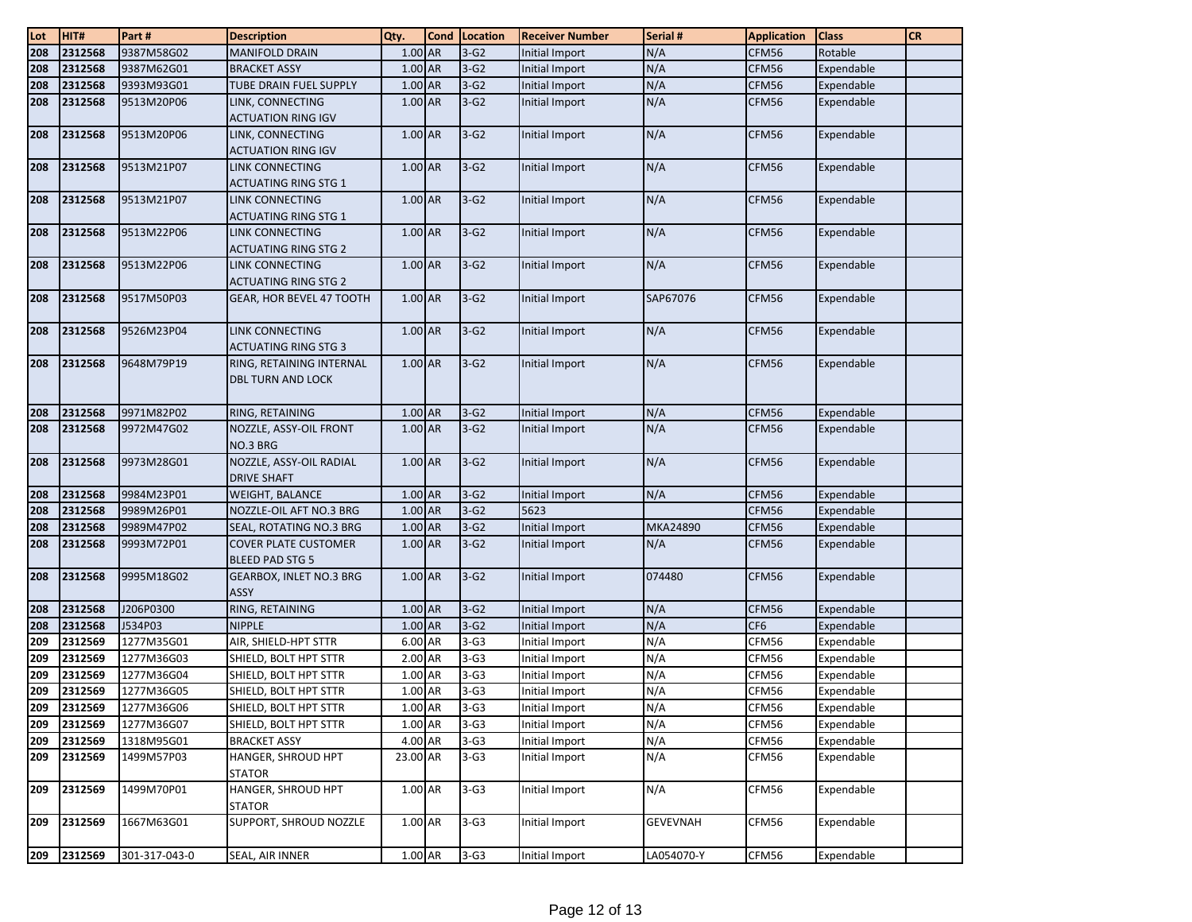| Lot | HIT# | Part # | Description | Qty. | Cond | Location | Receiver Number | Serial # | Application | Class | CR |
|---|---|---|---|---|---|---|---|---|---|---|---|
| 208 | 2312568 | 9387M58G02 | MANIFOLD DRAIN | 1.00 | AR | 3-G2 | Initial Import | N/A | CFM56 | Rotable | |
| 208 | 2312568 | 9387M62G01 | BRACKET ASSY | 1.00 | AR | 3-G2 | Initial Import | N/A | CFM56 | Expendable | |
| 208 | 2312568 | 9393M93G01 | TUBE DRAIN FUEL SUPPLY | 1.00 | AR | 3-G2 | Initial Import | N/A | CFM56 | Expendable | |
| 208 | 2312568 | 9513M20P06 | LINK, CONNECTING ACTUATION RING IGV | 1.00 | AR | 3-G2 | Initial Import | N/A | CFM56 | Expendable | |
| 208 | 2312568 | 9513M20P06 | LINK, CONNECTING ACTUATION RING IGV | 1.00 | AR | 3-G2 | Initial Import | N/A | CFM56 | Expendable | |
| 208 | 2312568 | 9513M21P07 | LINK CONNECTING ACTUATING RING STG 1 | 1.00 | AR | 3-G2 | Initial Import | N/A | CFM56 | Expendable | |
| 208 | 2312568 | 9513M21P07 | LINK CONNECTING ACTUATING RING STG 1 | 1.00 | AR | 3-G2 | Initial Import | N/A | CFM56 | Expendable | |
| 208 | 2312568 | 9513M22P06 | LINK CONNECTING ACTUATING RING STG 2 | 1.00 | AR | 3-G2 | Initial Import | N/A | CFM56 | Expendable | |
| 208 | 2312568 | 9513M22P06 | LINK CONNECTING ACTUATING RING STG 2 | 1.00 | AR | 3-G2 | Initial Import | N/A | CFM56 | Expendable | |
| 208 | 2312568 | 9517M50P03 | GEAR, HOR BEVEL 47 TOOTH | 1.00 | AR | 3-G2 | Initial Import | SAP67076 | CFM56 | Expendable | |
| 208 | 2312568 | 9526M23P04 | LINK CONNECTING ACTUATING RING STG 3 | 1.00 | AR | 3-G2 | Initial Import | N/A | CFM56 | Expendable | |
| 208 | 2312568 | 9648M79P19 | RING, RETAINING INTERNAL DBL TURN AND LOCK | 1.00 | AR | 3-G2 | Initial Import | N/A | CFM56 | Expendable | |
| 208 | 2312568 | 9971M82P02 | RING, RETAINING | 1.00 | AR | 3-G2 | Initial Import | N/A | CFM56 | Expendable | |
| 208 | 2312568 | 9972M47G02 | NOZZLE, ASSY-OIL FRONT NO.3 BRG | 1.00 | AR | 3-G2 | Initial Import | N/A | CFM56 | Expendable | |
| 208 | 2312568 | 9973M28G01 | NOZZLE, ASSY-OIL RADIAL DRIVE SHAFT | 1.00 | AR | 3-G2 | Initial Import | N/A | CFM56 | Expendable | |
| 208 | 2312568 | 9984M23P01 | WEIGHT, BALANCE | 1.00 | AR | 3-G2 | Initial Import | N/A | CFM56 | Expendable | |
| 208 | 2312568 | 9989M26P01 | NOZZLE-OIL AFT NO.3 BRG | 1.00 | AR | 3-G2 | 5623 | | CFM56 | Expendable | |
| 208 | 2312568 | 9989M47P02 | SEAL, ROTATING NO.3 BRG | 1.00 | AR | 3-G2 | Initial Import | MKA24890 | CFM56 | Expendable | |
| 208 | 2312568 | 9993M72P01 | COVER PLATE CUSTOMER BLEED PAD STG 5 | 1.00 | AR | 3-G2 | Initial Import | N/A | CFM56 | Expendable | |
| 208 | 2312568 | 9995M18G02 | GEARBOX, INLET NO.3 BRG ASSY | 1.00 | AR | 3-G2 | Initial Import | 074480 | CFM56 | Expendable | |
| 208 | 2312568 | J206P0300 | RING, RETAINING | 1.00 | AR | 3-G2 | Initial Import | N/A | CFM56 | Expendable | |
| 208 | 2312568 | J534P03 | NIPPLE | 1.00 | AR | 3-G2 | Initial Import | N/A | CF6 | Expendable | |
| 209 | 2312569 | 1277M35G01 | AIR, SHIELD-HPT STTR | 6.00 | AR | 3-G3 | Initial Import | N/A | CFM56 | Expendable | |
| 209 | 2312569 | 1277M36G03 | SHIELD, BOLT HPT STTR | 2.00 | AR | 3-G3 | Initial Import | N/A | CFM56 | Expendable | |
| 209 | 2312569 | 1277M36G04 | SHIELD, BOLT HPT STTR | 1.00 | AR | 3-G3 | Initial Import | N/A | CFM56 | Expendable | |
| 209 | 2312569 | 1277M36G05 | SHIELD, BOLT HPT STTR | 1.00 | AR | 3-G3 | Initial Import | N/A | CFM56 | Expendable | |
| 209 | 2312569 | 1277M36G06 | SHIELD, BOLT HPT STTR | 1.00 | AR | 3-G3 | Initial Import | N/A | CFM56 | Expendable | |
| 209 | 2312569 | 1277M36G07 | SHIELD, BOLT HPT STTR | 1.00 | AR | 3-G3 | Initial Import | N/A | CFM56 | Expendable | |
| 209 | 2312569 | 1318M95G01 | BRACKET ASSY | 4.00 | AR | 3-G3 | Initial Import | N/A | CFM56 | Expendable | |
| 209 | 2312569 | 1499M57P03 | HANGER, SHROUD HPT STATOR | 23.00 | AR | 3-G3 | Initial Import | N/A | CFM56 | Expendable | |
| 209 | 2312569 | 1499M70P01 | HANGER, SHROUD HPT STATOR | 1.00 | AR | 3-G3 | Initial Import | N/A | CFM56 | Expendable | |
| 209 | 2312569 | 1667M63G01 | SUPPORT, SHROUD NOZZLE | 1.00 | AR | 3-G3 | Initial Import | GEVEVNAH | CFM56 | Expendable | |
| 209 | 2312569 | 301-317-043-0 | SEAL, AIR INNER | 1.00 | AR | 3-G3 | Initial Import | LA054070-Y | CFM56 | Expendable | |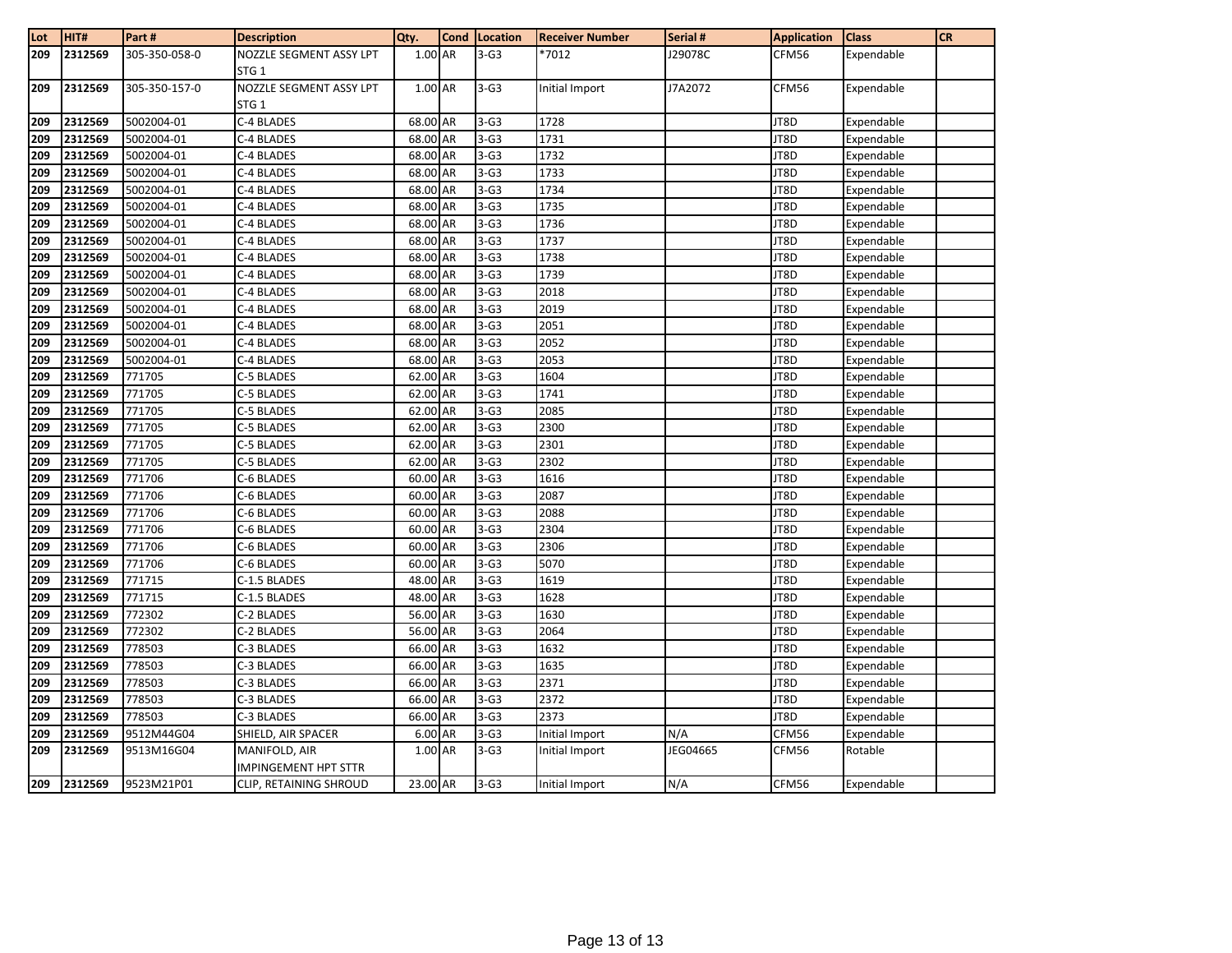| Lot | HIT# | Part # | Description | Qty. | Cond | Location | Receiver Number | Serial # | Application | Class | CR |
|---|---|---|---|---|---|---|---|---|---|---|---|
| 209 | 2312569 | 305-350-058-0 | NOZZLE SEGMENT ASSY LPT STG 1 | 1.00 | AR | 3-G3 | *7012 | J29078C | CFM56 | Expendable | |
| 209 | 2312569 | 305-350-157-0 | NOZZLE SEGMENT ASSY LPT STG 1 | 1.00 | AR | 3-G3 | Initial Import | J7A2072 | CFM56 | Expendable | |
| 209 | 2312569 | 5002004-01 | C-4 BLADES | 68.00 | AR | 3-G3 | 1728 | | JT8D | Expendable | |
| 209 | 2312569 | 5002004-01 | C-4 BLADES | 68.00 | AR | 3-G3 | 1731 | | JT8D | Expendable | |
| 209 | 2312569 | 5002004-01 | C-4 BLADES | 68.00 | AR | 3-G3 | 1732 | | JT8D | Expendable | |
| 209 | 2312569 | 5002004-01 | C-4 BLADES | 68.00 | AR | 3-G3 | 1733 | | JT8D | Expendable | |
| 209 | 2312569 | 5002004-01 | C-4 BLADES | 68.00 | AR | 3-G3 | 1734 | | JT8D | Expendable | |
| 209 | 2312569 | 5002004-01 | C-4 BLADES | 68.00 | AR | 3-G3 | 1735 | | JT8D | Expendable | |
| 209 | 2312569 | 5002004-01 | C-4 BLADES | 68.00 | AR | 3-G3 | 1736 | | JT8D | Expendable | |
| 209 | 2312569 | 5002004-01 | C-4 BLADES | 68.00 | AR | 3-G3 | 1737 | | JT8D | Expendable | |
| 209 | 2312569 | 5002004-01 | C-4 BLADES | 68.00 | AR | 3-G3 | 1738 | | JT8D | Expendable | |
| 209 | 2312569 | 5002004-01 | C-4 BLADES | 68.00 | AR | 3-G3 | 1739 | | JT8D | Expendable | |
| 209 | 2312569 | 5002004-01 | C-4 BLADES | 68.00 | AR | 3-G3 | 2018 | | JT8D | Expendable | |
| 209 | 2312569 | 5002004-01 | C-4 BLADES | 68.00 | AR | 3-G3 | 2019 | | JT8D | Expendable | |
| 209 | 2312569 | 5002004-01 | C-4 BLADES | 68.00 | AR | 3-G3 | 2051 | | JT8D | Expendable | |
| 209 | 2312569 | 5002004-01 | C-4 BLADES | 68.00 | AR | 3-G3 | 2052 | | JT8D | Expendable | |
| 209 | 2312569 | 5002004-01 | C-4 BLADES | 68.00 | AR | 3-G3 | 2053 | | JT8D | Expendable | |
| 209 | 2312569 | 771705 | C-5 BLADES | 62.00 | AR | 3-G3 | 1604 | | JT8D | Expendable | |
| 209 | 2312569 | 771705 | C-5 BLADES | 62.00 | AR | 3-G3 | 1741 | | JT8D | Expendable | |
| 209 | 2312569 | 771705 | C-5 BLADES | 62.00 | AR | 3-G3 | 2085 | | JT8D | Expendable | |
| 209 | 2312569 | 771705 | C-5 BLADES | 62.00 | AR | 3-G3 | 2300 | | JT8D | Expendable | |
| 209 | 2312569 | 771705 | C-5 BLADES | 62.00 | AR | 3-G3 | 2301 | | JT8D | Expendable | |
| 209 | 2312569 | 771705 | C-5 BLADES | 62.00 | AR | 3-G3 | 2302 | | JT8D | Expendable | |
| 209 | 2312569 | 771706 | C-6 BLADES | 60.00 | AR | 3-G3 | 1616 | | JT8D | Expendable | |
| 209 | 2312569 | 771706 | C-6 BLADES | 60.00 | AR | 3-G3 | 2087 | | JT8D | Expendable | |
| 209 | 2312569 | 771706 | C-6 BLADES | 60.00 | AR | 3-G3 | 2088 | | JT8D | Expendable | |
| 209 | 2312569 | 771706 | C-6 BLADES | 60.00 | AR | 3-G3 | 2304 | | JT8D | Expendable | |
| 209 | 2312569 | 771706 | C-6 BLADES | 60.00 | AR | 3-G3 | 2306 | | JT8D | Expendable | |
| 209 | 2312569 | 771706 | C-6 BLADES | 60.00 | AR | 3-G3 | 5070 | | JT8D | Expendable | |
| 209 | 2312569 | 771715 | C-1.5 BLADES | 48.00 | AR | 3-G3 | 1619 | | JT8D | Expendable | |
| 209 | 2312569 | 771715 | C-1.5 BLADES | 48.00 | AR | 3-G3 | 1628 | | JT8D | Expendable | |
| 209 | 2312569 | 772302 | C-2 BLADES | 56.00 | AR | 3-G3 | 1630 | | JT8D | Expendable | |
| 209 | 2312569 | 772302 | C-2 BLADES | 56.00 | AR | 3-G3 | 2064 | | JT8D | Expendable | |
| 209 | 2312569 | 778503 | C-3 BLADES | 66.00 | AR | 3-G3 | 1632 | | JT8D | Expendable | |
| 209 | 2312569 | 778503 | C-3 BLADES | 66.00 | AR | 3-G3 | 1635 | | JT8D | Expendable | |
| 209 | 2312569 | 778503 | C-3 BLADES | 66.00 | AR | 3-G3 | 2371 | | JT8D | Expendable | |
| 209 | 2312569 | 778503 | C-3 BLADES | 66.00 | AR | 3-G3 | 2372 | | JT8D | Expendable | |
| 209 | 2312569 | 778503 | C-3 BLADES | 66.00 | AR | 3-G3 | 2373 | | JT8D | Expendable | |
| 209 | 2312569 | 9512M44G04 | SHIELD, AIR SPACER | 6.00 | AR | 3-G3 | Initial Import | N/A | CFM56 | Expendable | |
| 209 | 2312569 | 9513M16G04 | MANIFOLD, AIR IMPINGEMENT HPT STTR | 1.00 | AR | 3-G3 | Initial Import | JEG04665 | CFM56 | Rotable | |
| 209 | 2312569 | 9523M21P01 | CLIP, RETAINING SHROUD | 23.00 | AR | 3-G3 | Initial Import | N/A | CFM56 | Expendable | |